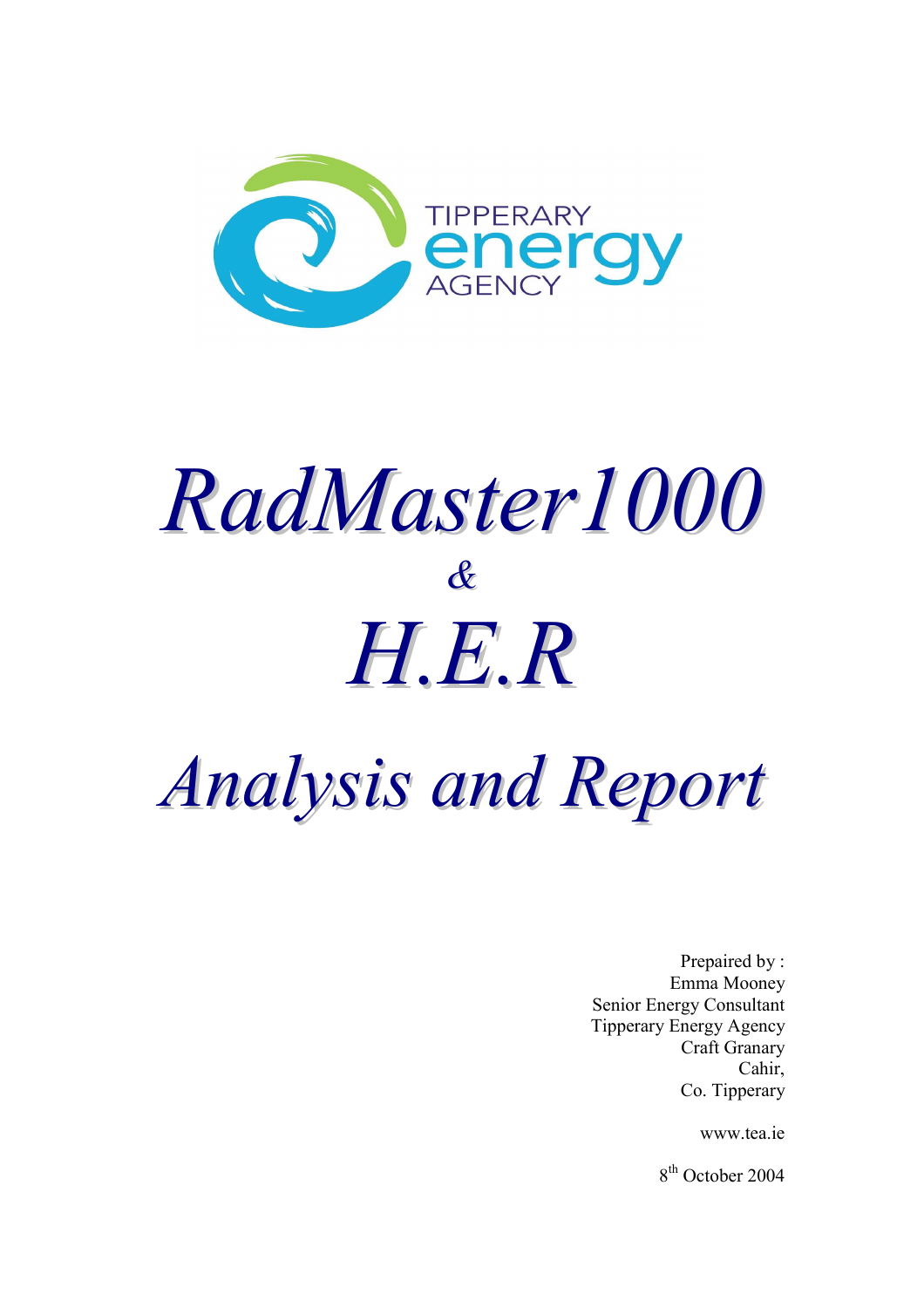TIPPERARY energy AGENCY

# *RadMaster1000*

# *&*

# *H.E.R*

# *Analysis and Report*

Prepaired by :
Emma Mooney
Senior Energy Consultant
Tipperary Energy Agency
Craft Granary
Cahir,
Co. Tipperary

www.tea.ie

8th October 2004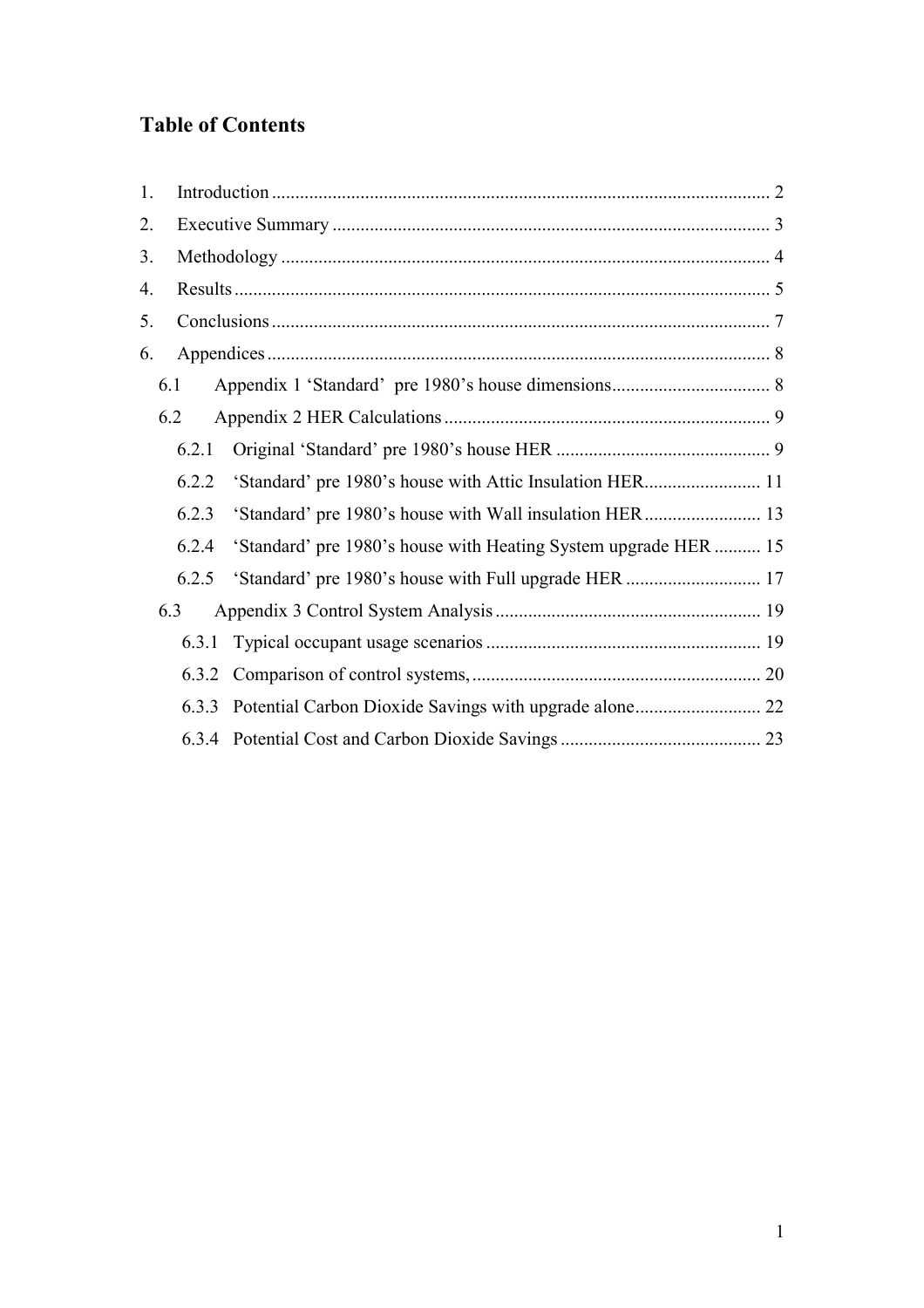## Table of Contents

1. Introduction .......................................................................................................... 2
2. Executive Summary ............................................................................................. 3
3. Methodology ........................................................................................................ 4
4. Results .................................................................................................................. 5
5. Conclusions .......................................................................................................... 7
6. Appendices ........................................................................................................... 8
   - 6.1 Appendix 1 'Standard' pre 1980's house dimensions .................................. 8
   - 6.2 Appendix 2 HER Calculations ..................................................................... 9
     - 6.2.1 Original 'Standard' pre 1980's house HER .............................................. 9
     - 6.2.2 'Standard' pre 1980's house with Attic Insulation HER ......................... 11
     - 6.2.3 'Standard' pre 1980's house with Wall insulation HER ......................... 13
     - 6.2.4 'Standard' pre 1980's house with Heating System upgrade HER .......... 15
     - 6.2.5 'Standard' pre 1980's house with Full upgrade HER ............................. 17
   - 6.3 Appendix 3 Control System Analysis ......................................................... 19
     - 6.3.1 Typical occupant usage scenarios ........................................................... 19
     - 6.3.2 Comparison of control systems, .............................................................. 20
     - 6.3.3 Potential Carbon Dioxide Savings with upgrade alone ........................... 22
     - 6.3.4 Potential Cost and Carbon Dioxide Savings ........................................... 23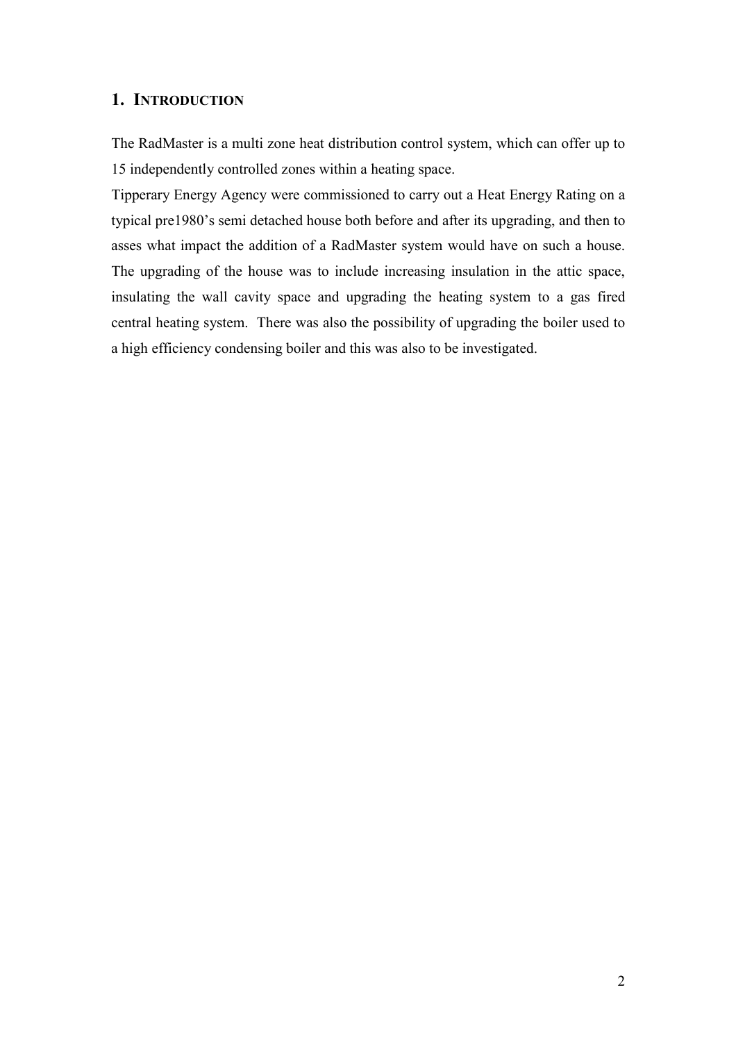## 1. INTRODUCTION

The RadMaster is a multi zone heat distribution control system, which can offer up to 15 independently controlled zones within a heating space.

Tipperary Energy Agency were commissioned to carry out a Heat Energy Rating on a typical pre1980's semi detached house both before and after its upgrading, and then to asses what impact the addition of a RadMaster system would have on such a house. The upgrading of the house was to include increasing insulation in the attic space, insulating the wall cavity space and upgrading the heating system to a gas fired central heating system. There was also the possibility of upgrading the boiler used to a high efficiency condensing boiler and this was also to be investigated.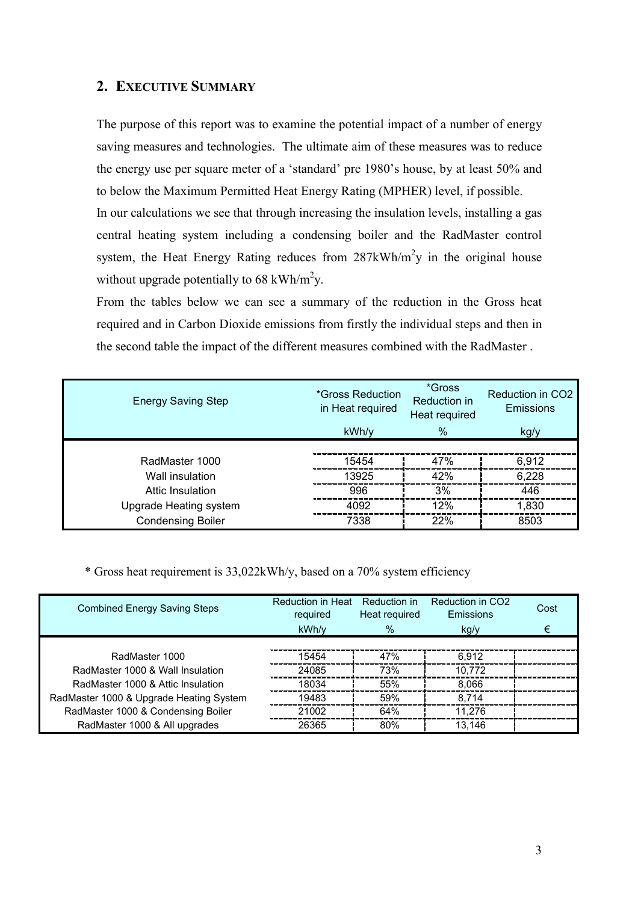## 2. EXECUTIVE SUMMARY

The purpose of this report was to examine the potential impact of a number of energy saving measures and technologies. The ultimate aim of these measures was to reduce the energy use per square meter of a 'standard' pre 1980's house, by at least 50% and to below the Maximum Permitted Heat Energy Rating (MPHER) level, if possible.

In our calculations we see that through increasing the insulation levels, installing a gas central heating system including a condensing boiler and the RadMaster control system, the Heat Energy Rating reduces from 287kWh/m$^2$y in the original house without upgrade potentially to 68 kWh/m$^2$y.

From the tables below we can see a summary of the reduction in the Gross heat required and in Carbon Dioxide emissions from firstly the individual steps and then in the second table the impact of the different measures combined with the RadMaster .

| Energy Saving Step | *Gross Reduction in Heat required | *Gross Reduction in Heat required | Reduction in CO2 Emissions |
|---|---|---|---|
| | kWh/y | % | kg/y |
| RadMaster 1000 | 15454 | 47% | 6,912 |
| Wall insulation | 13925 | 42% | 6,228 |
| Attic Insulation | 996 | 3% | 446 |
| Upgrade Heating system | 4092 | 12% | 1,830 |
| Condensing Boiler | 7338 | 22% | 8503 |

* Gross heat requirement is 33,022kWh/y, based on a 70% system efficiency

| Combined Energy Saving Steps | Reduction in Heat required | Reduction in Heat required | Reduction in CO2 Emissions | Cost |
|---|---|---|---|---|
| | kWh/y | % | kg/y | € |
| RadMaster 1000 | 15454 | 47% | 6,912 | |
| RadMaster 1000 & Wall Insulation | 24085 | 73% | 10,772 | |
| RadMaster 1000 & Attic Insulation | 18034 | 55% | 8,066 | |
| RadMaster 1000 & Upgrade Heating System | 19483 | 59% | 8,714 | |
| RadMaster 1000 & Condensing Boiler | 21002 | 64% | 11,276 | |
| RadMaster 1000 & All upgrades | 26365 | 80% | 13,146 | |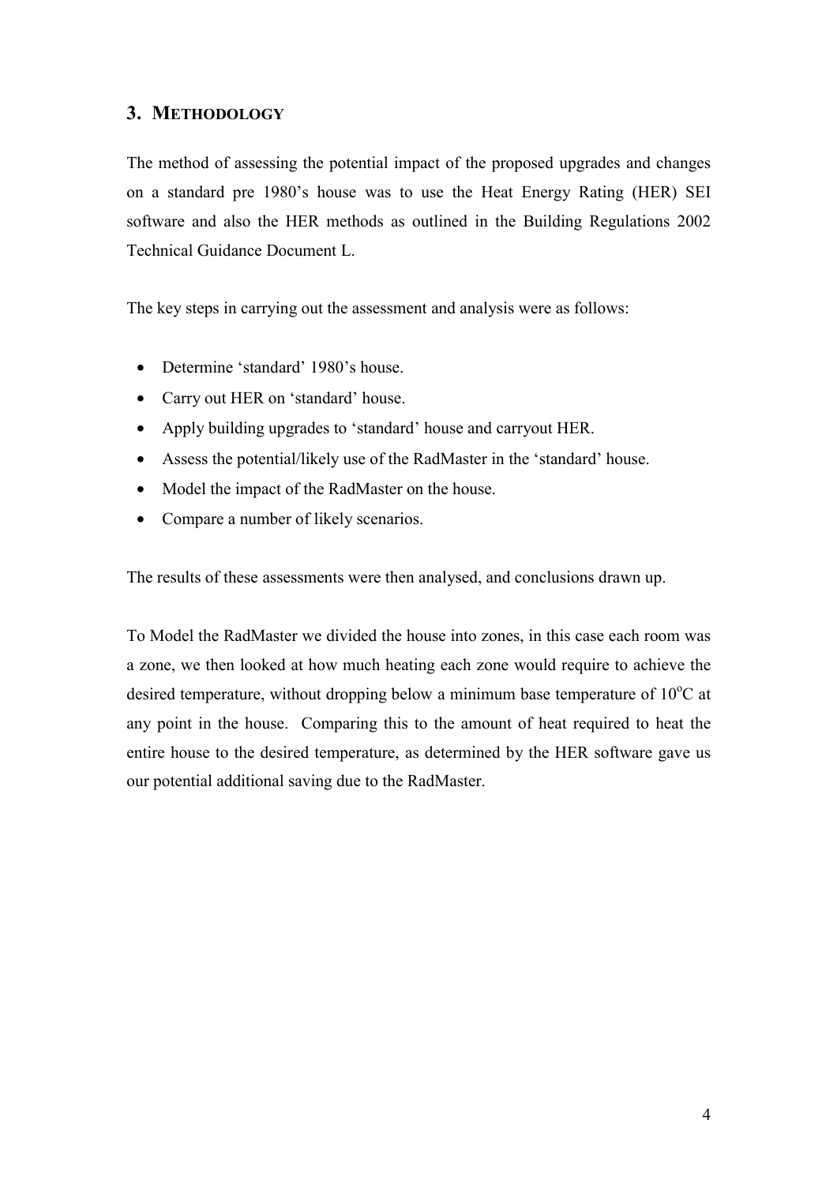## 3. METHODOLOGY

The method of assessing the potential impact of the proposed upgrades and changes on a standard pre 1980's house was to use the Heat Energy Rating (HER) SEI software and also the HER methods as outlined in the Building Regulations 2002 Technical Guidance Document L.

The key steps in carrying out the assessment and analysis were as follows:

- Determine 'standard' 1980's house.
- Carry out HER on 'standard' house.
- Apply building upgrades to 'standard' house and carryout HER.
- Assess the potential/likely use of the RadMaster in the 'standard' house.
- Model the impact of the RadMaster on the house.
- Compare a number of likely scenarios.

The results of these assessments were then analysed, and conclusions drawn up.

To Model the RadMaster we divided the house into zones, in this case each room was a zone, we then looked at how much heating each zone would require to achieve the desired temperature, without dropping below a minimum base temperature of 10$^{o}$C at any point in the house. Comparing this to the amount of heat required to heat the entire house to the desired temperature, as determined by the HER software gave us our potential additional saving due to the RadMaster.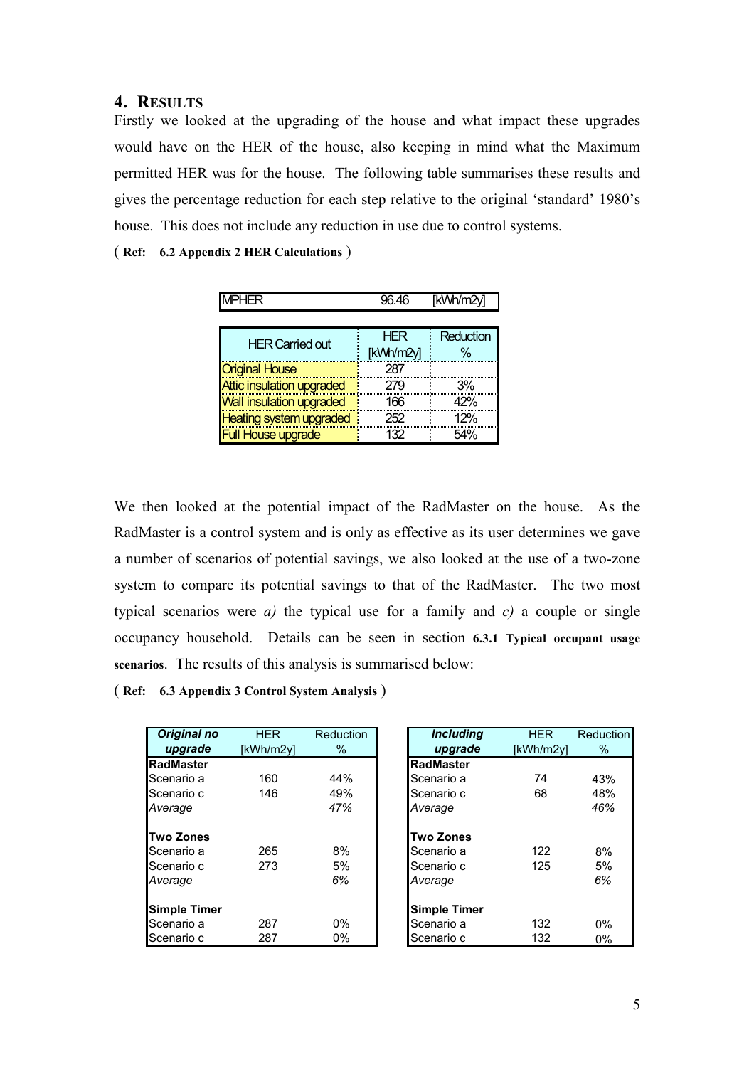## 4. RESULTS

Firstly we looked at the upgrading of the house and what impact these upgrades would have on the HER of the house, also keeping in mind what the Maximum permitted HER was for the house. The following table summarises these results and gives the percentage reduction for each step relative to the original 'standard' 1980's house. This does not include any reduction in use due to control systems.

( **Ref: 6.2 Appendix 2 HER Calculations** )

| MPHER | 96.46 | [kWh/m2y] |
|---|---|---|

| HER Carried out | HER [kWh/m2y] | Reduction % |
|---|---|---|
| Original House | 287 | |
| Attic insulation upgraded | 279 | 3% |
| Wall insulation upgraded | 166 | 42% |
| Heating system upgraded | 252 | 12% |
| Full House upgrade | 132 | 54% |

We then looked at the potential impact of the RadMaster on the house. As the RadMaster is a control system and is only as effective as its user determines we gave a number of scenarios of potential savings, we also looked at the use of a two-zone system to compare its potential savings to that of the RadMaster. The two most typical scenarios were *a)* the typical use for a family and *c)* a couple or single occupancy household. Details can be seen in section **6.3.1 Typical occupant usage scenarios**. The results of this analysis is summarised below:

( **Ref: 6.3 Appendix 3 Control System Analysis** )

| ***Original no upgrade*** | HER [kWh/m2y] | Reduction % |
|---|---|---|
| **RadMaster** | | |
| Scenario a | 160 | 44% |
| Scenario c | 146 | 49% |
| *Average* | | *47%* |
| **Two Zones** | | |
| Scenario a | 265 | 8% |
| Scenario c | 273 | 5% |
| *Average* | | *6%* |
| **Simple Timer** | | |
| Scenario a | 287 | 0% |
| Scenario c | 287 | 0% |

| ***Including upgrade*** | HER [kWh/m2y] | Reduction % |
|---|---|---|
| **RadMaster** | | |
| Scenario a | 74 | 43% |
| Scenario c | 68 | 48% |
| *Average* | | *46%* |
| **Two Zones** | | |
| Scenario a | 122 | 8% |
| Scenario c | 125 | 5% |
| *Average* | | *6%* |
| **Simple Timer** | | |
| Scenario a | 132 | 0% |
| Scenario c | 132 | 0% |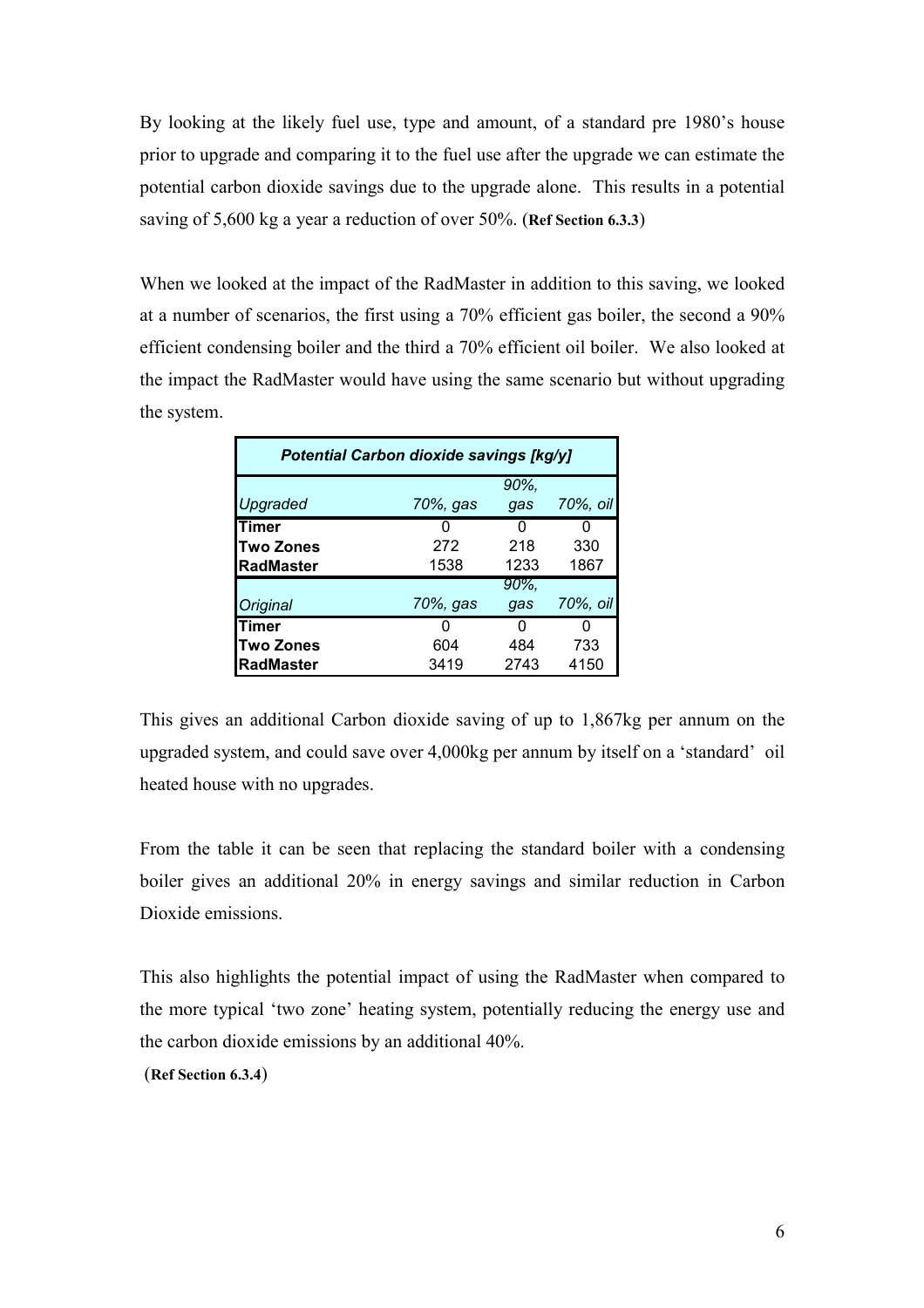By looking at the likely fuel use, type and amount, of a standard pre 1980's house prior to upgrade and comparing it to the fuel use after the upgrade we can estimate the potential carbon dioxide savings due to the upgrade alone. This results in a potential saving of 5,600 kg a year a reduction of over 50%. (**Ref Section 6.3.3**)

When we looked at the impact of the RadMaster in addition to this saving, we looked at a number of scenarios, the first using a 70% efficient gas boiler, the second a 90% efficient condensing boiler and the third a 70% efficient oil boiler. We also looked at the impact the RadMaster would have using the same scenario but without upgrading the system.

| ***Potential Carbon dioxide savings [kg/y]*** | | | |
|---|---|---|---|
| *Upgraded* | *70%, gas* | *90%, gas* | *70%, oil* |
| **Timer** | 0 | 0 | 0 |
| **Two Zones** | 272 | 218 | 330 |
| **RadMaster** | 1538 | 1233 | 1867 |
| *Original* | *70%, gas* | *90%, gas* | *70%, oil* |
| **Timer** | 0 | 0 | 0 |
| **Two Zones** | 604 | 484 | 733 |
| **RadMaster** | 3419 | 2743 | 4150 |

This gives an additional Carbon dioxide saving of up to 1,867kg per annum on the upgraded system, and could save over 4,000kg per annum by itself on a 'standard' oil heated house with no upgrades.

From the table it can be seen that replacing the standard boiler with a condensing boiler gives an additional 20% in energy savings and similar reduction in Carbon Dioxide emissions.

This also highlights the potential impact of using the RadMaster when compared to the more typical 'two zone' heating system, potentially reducing the energy use and the carbon dioxide emissions by an additional 40%.

(**Ref Section 6.3.4**)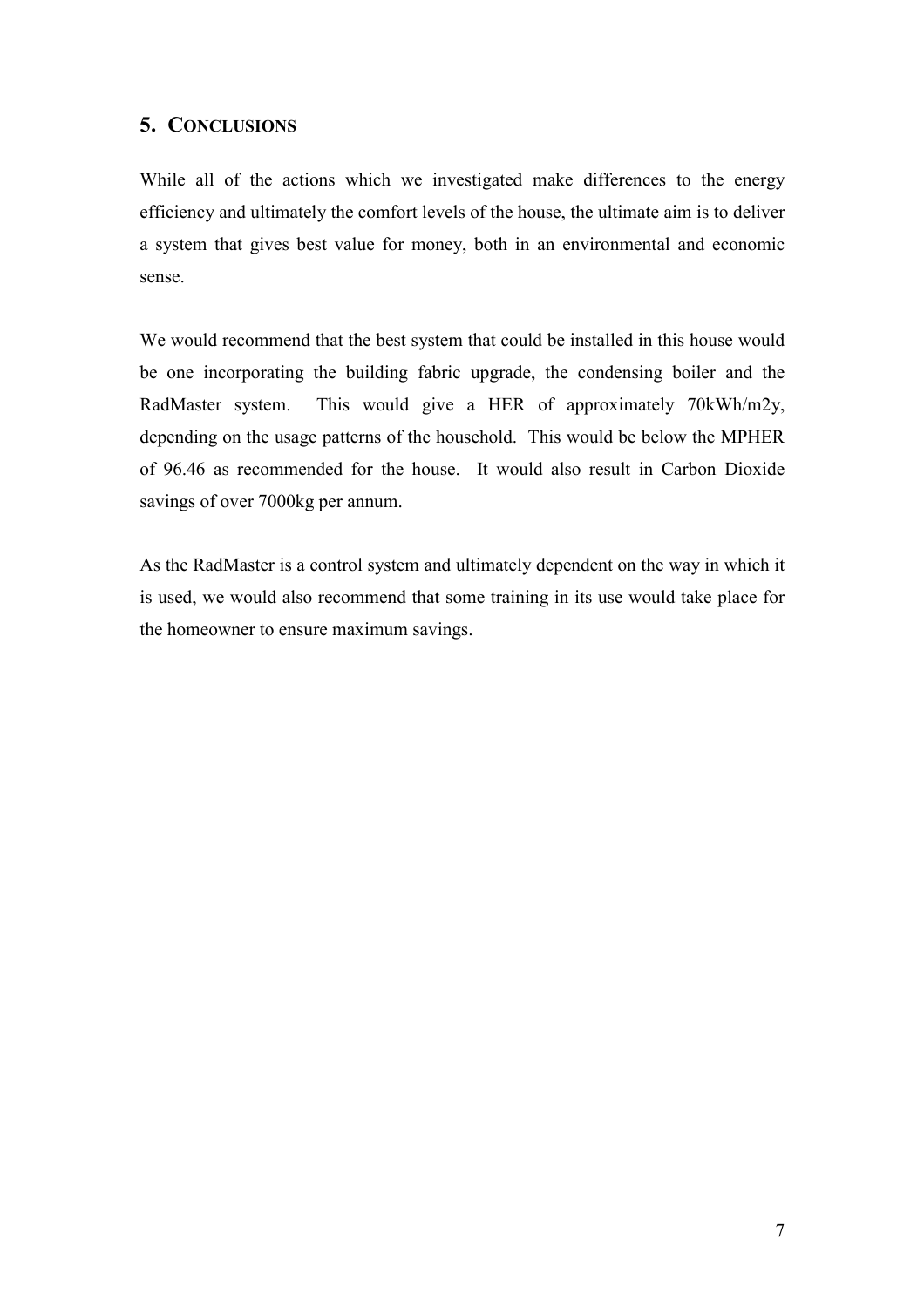## 5. CONCLUSIONS

While all of the actions which we investigated make differences to the energy efficiency and ultimately the comfort levels of the house, the ultimate aim is to deliver a system that gives best value for money, both in an environmental and economic sense.

We would recommend that the best system that could be installed in this house would be one incorporating the building fabric upgrade, the condensing boiler and the RadMaster system. This would give a HER of approximately 70kWh/m2y, depending on the usage patterns of the household. This would be below the MPHER of 96.46 as recommended for the house. It would also result in Carbon Dioxide savings of over 7000kg per annum.

As the RadMaster is a control system and ultimately dependent on the way in which it is used, we would also recommend that some training in its use would take place for the homeowner to ensure maximum savings.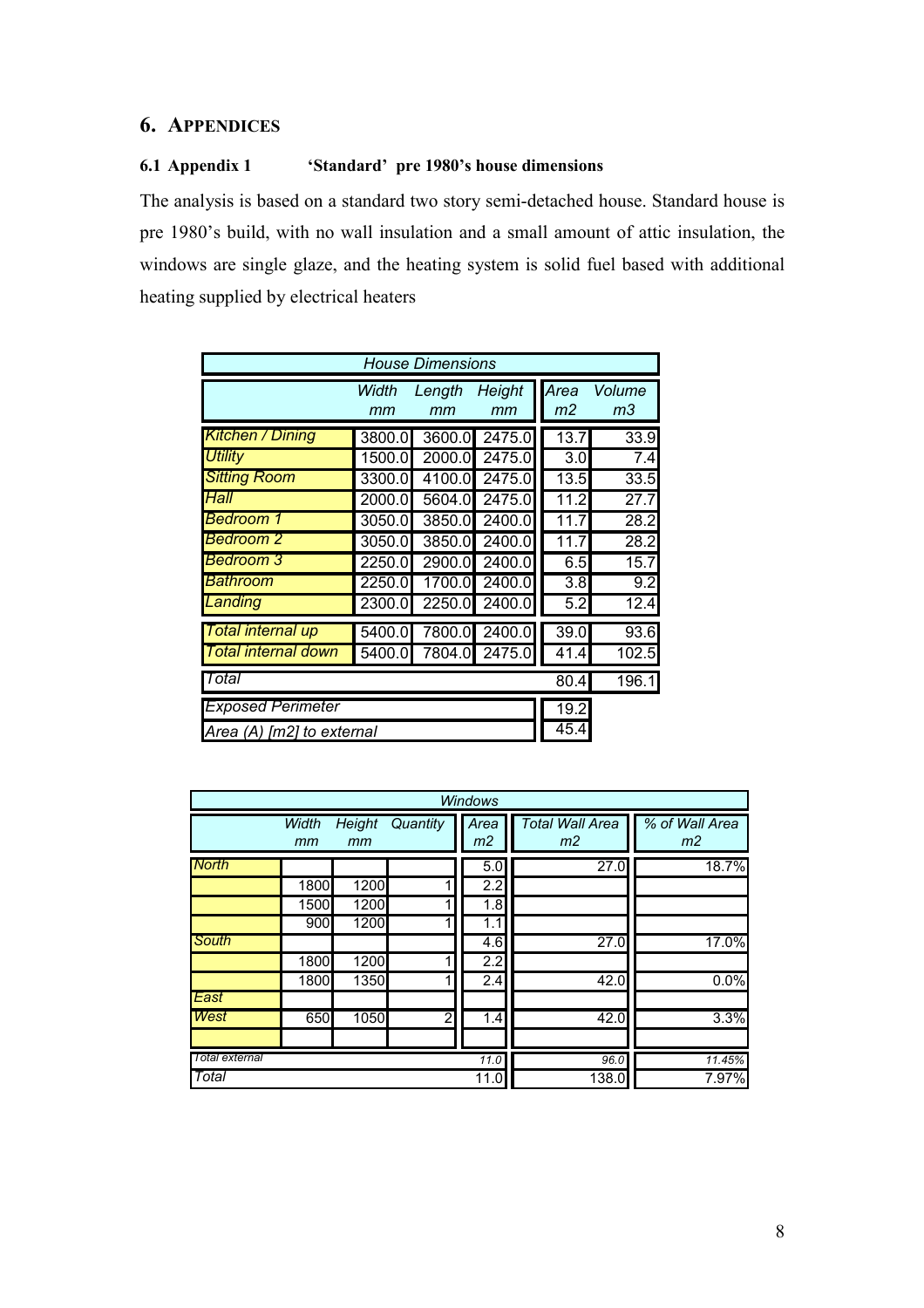## 6. Appendices

### 6.1 Appendix 1 'Standard' pre 1980's house dimensions

The analysis is based on a standard two story semi-detached house. Standard house is pre 1980's build, with no wall insulation and a small amount of attic insulation, the windows are single glaze, and the heating system is solid fuel based with additional heating supplied by electrical heaters

| *House Dimensions* | | | | | |
|---|---|---|---|---|---|
| | *Width mm* | *Length mm* | *Height mm* | *Area m2* | *Volume m3* |
| *Kitchen / Dining* | 3800.0 | 3600.0 | 2475.0 | 13.7 | 33.9 |
| *Utility* | 1500.0 | 2000.0 | 2475.0 | 3.0 | 7.4 |
| *Sitting Room* | 3300.0 | 4100.0 | 2475.0 | 13.5 | 33.5 |
| *Hall* | 2000.0 | 5604.0 | 2475.0 | 11.2 | 27.7 |
| *Bedroom 1* | 3050.0 | 3850.0 | 2400.0 | 11.7 | 28.2 |
| *Bedroom 2* | 3050.0 | 3850.0 | 2400.0 | 11.7 | 28.2 |
| *Bedroom 3* | 2250.0 | 2900.0 | 2400.0 | 6.5 | 15.7 |
| *Bathroom* | 2250.0 | 1700.0 | 2400.0 | 3.8 | 9.2 |
| *Landing* | 2300.0 | 2250.0 | 2400.0 | 5.2 | 12.4 |
| *Total internal up* | 5400.0 | 7800.0 | 2400.0 | 39.0 | 93.6 |
| *Total internal down* | 5400.0 | 7804.0 | 2475.0 | 41.4 | 102.5 |
| *Total* | | | | 80.4 | 196.1 |
| *Exposed Perimeter* | | | | 19.2 | |
| *Area (A) [m2] to external* | | | | 45.4 | |

| *Windows* | | | | | | |
|---|---|---|---|---|---|---|
| | *Width mm* | *Height mm* | *Quantity* | *Area m2* | *Total Wall Area m2* | *% of Wall Area m2* |
| *North* | | | | 5.0 | 27.0 | 18.7% |
| | 1800 | 1200 | 1 | 2.2 | | |
| | 1500 | 1200 | 1 | 1.8 | | |
| | 900 | 1200 | 1 | 1.1 | | |
| *South* | | | | 4.6 | 27.0 | 17.0% |
| | 1800 | 1200 | 1 | 2.2 | | |
| | 1800 | 1350 | 1 | 2.4 | 42.0 | 0.0% |
| *East* | | | | | | |
| *West* | 650 | 1050 | 2 | 1.4 | 42.0 | 3.3% |
| | | | | | | |
| *Total external* | | | | 11.0 | 96.0 | 11.45% |
| *Total* | | | | 11.0 | 138.0 | 7.97% |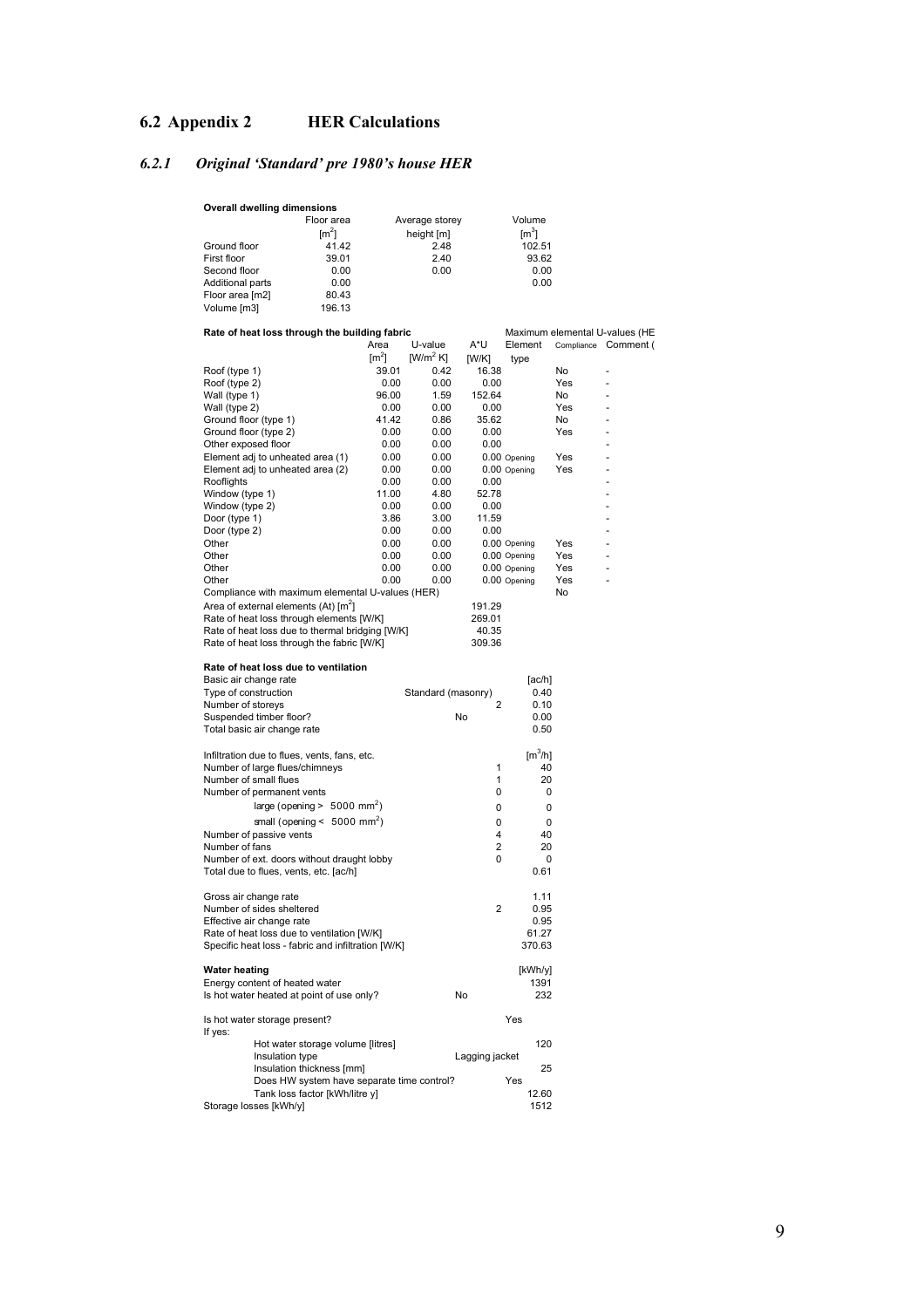## 6.2 Appendix 2 HER Calculations

### *6.2.1 Original 'Standard' pre 1980's house HER*

**Overall dwelling dimensions**

| | Floor area [$m^2$] | Average storey height [m] | Volume [$m^3$] |
|---|---|---|---|
| Ground floor | 41.42 | 2.48 | 102.51 |
| First floor | 39.01 | 2.40 | 93.62 |
| Second floor | 0.00 | 0.00 | 0.00 |
| Additional parts | 0.00 | | 0.00 |
| Floor area [m2] | 80.43 | | |
| Volume [m3] | 196.13 | | |

**Rate of heat loss through the building fabric**

| | Area [$m^2$] | U-value [$W/m^2$ K] | A*U [W/K] | Element type | Maximum elemental U-values (HE Compliance | Comment ( |
|---|---|---|---|---|---|---|
| Roof (type 1) | 39.01 | 0.42 | 16.38 | | No | - |
| Roof (type 2) | 0.00 | 0.00 | 0.00 | | Yes | - |
| Wall (type 1) | 96.00 | 1.59 | 152.64 | | No | - |
| Wall (type 2) | 0.00 | 0.00 | 0.00 | | Yes | - |
| Ground floor (type 1) | 41.42 | 0.86 | 35.62 | | No | - |
| Ground floor (type 2) | 0.00 | 0.00 | 0.00 | | Yes | - |
| Other exposed floor | 0.00 | 0.00 | 0.00 | | | - |
| Element adj to unheated area (1) | 0.00 | 0.00 | 0.00 | Opening | Yes | - |
| Element adj to unheated area (2) | 0.00 | 0.00 | 0.00 | Opening | Yes | - |
| Rooflights | 0.00 | 0.00 | 0.00 | | | - |
| Window (type 1) | 11.00 | 4.80 | 52.78 | | | - |
| Window (type 2) | 0.00 | 0.00 | 0.00 | | | - |
| Door (type 1) | 3.86 | 3.00 | 11.59 | | | - |
| Door (type 2) | 0.00 | 0.00 | 0.00 | | | - |
| Other | 0.00 | 0.00 | 0.00 | Opening | Yes | - |
| Other | 0.00 | 0.00 | 0.00 | Opening | Yes | - |
| Other | 0.00 | 0.00 | 0.00 | Opening | Yes | - |
| Other | 0.00 | 0.00 | 0.00 | Opening | Yes | - |
| Compliance with maximum elemental U-values (HER) | | | | | No | |
| Area of external elements (At) [$m^2$] | | | 191.29 | | | |
| Rate of heat loss through elements [W/K] | | | 269.01 | | | |
| Rate of heat loss due to thermal bridging [W/K] | | | 40.35 | | | |
| Rate of heat loss through the fabric [W/K] | | | 309.36 | | | |

**Rate of heat loss due to ventilation**

| | | | |
|---|---|---|---|
| Basic air change rate | | | [ac/h] |
| Type of construction | Standard (masonry) | | 0.40 |
| Number of storeys | | 2 | 0.10 |
| Suspended timber floor? | No | | 0.00 |
| Total basic air change rate | | | 0.50 |
| | | | |
| Infiltration due to flues, vents, fans, etc. | | | [$m^3$/h] |
| Number of large flues/chimneys | | 1 | 40 |
| Number of small flues | | 1 | 20 |
| Number of permanent vents | | 0 | 0 |
| large (opening > 5000 $mm^2$) | | 0 | 0 |
| small (opening < 5000 $mm^2$) | | 0 | 0 |
| Number of passive vents | | 4 | 40 |
| Number of fans | | 2 | 20 |
| Number of ext. doors without draught lobby | | 0 | 0 |
| Total due to flues, vents, etc. [ac/h] | | | 0.61 |
| | | | |
| Gross air change rate | | | 1.11 |
| Number of sides sheltered | | 2 | 0.95 |
| Effective air change rate | | | 0.95 |
| Rate of heat loss due to ventilation [W/K] | | | 61.27 |
| Specific heat loss - fabric and infiltration [W/K] | | | 370.63 |

**Water heating**

| | | |
|---|---|---|
| | | [kWh/y] |
| Energy content of heated water | | 1391 |
| Is hot water heated at point of use only? | No | 232 |
| | | |
| Is hot water storage present? | | Yes |
| If yes: | | |
| Hot water storage volume [litres] | | 120 |
| Insulation type | Lagging jacket | |
| Insulation thickness [mm] | | 25 |
| Does HW system have separate time control? | | Yes |
| Tank loss factor [kWh/litre y] | | 12.60 |
| Storage losses [kWh/y] | | 1512 |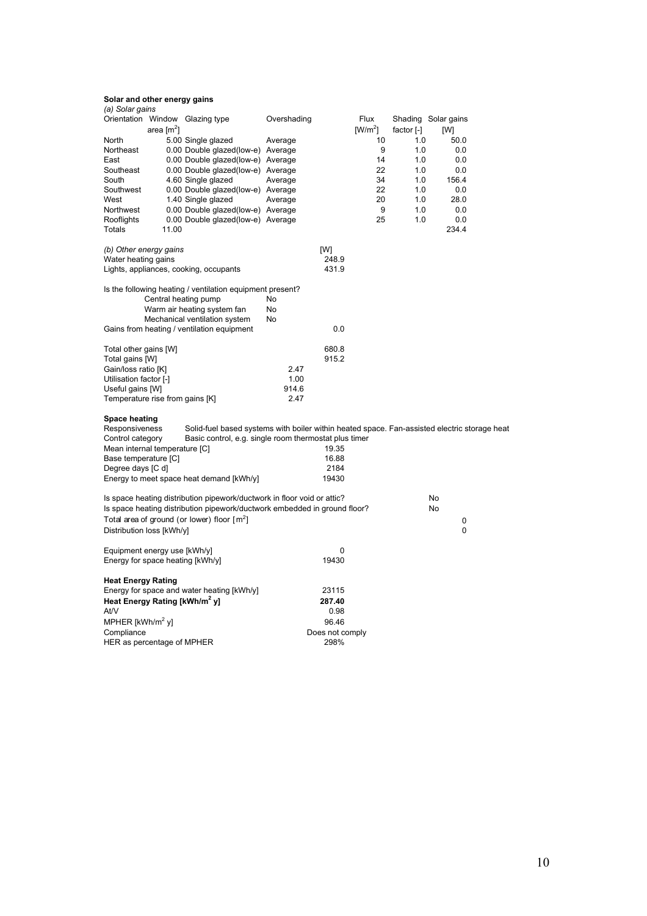**Solar and other energy gains**

*(a) Solar gains*

| Orientation | Window area [$m^2$] | Glazing type | Overshading | Flux [$W/m^2$] | Shading factor [-] | Solar gains [W] |
|---|---|---|---|---|---|---|
| North | 5.00 | Single glazed | Average | 10 | 1.0 | 50.0 |
| Northeast | 0.00 | Double glazed(low-e) | Average | 9 | 1.0 | 0.0 |
| East | 0.00 | Double glazed(low-e) | Average | 14 | 1.0 | 0.0 |
| Southeast | 0.00 | Double glazed(low-e) | Average | 22 | 1.0 | 0.0 |
| South | 4.60 | Single glazed | Average | 34 | 1.0 | 156.4 |
| Southwest | 0.00 | Double glazed(low-e) | Average | 22 | 1.0 | 0.0 |
| West | 1.40 | Single glazed | Average | 20 | 1.0 | 28.0 |
| Northwest | 0.00 | Double glazed(low-e) | Average | 9 | 1.0 | 0.0 |
| Rooflights | 0.00 | Double glazed(low-e) | Average | 25 | 1.0 | 0.0 |
| Totals | 11.00 | | | | | 234.4 |

| *(b) Other energy gains* | | [W] |
|---|---|---|
| Water heating gains | | 248.9 |
| Lights, appliances, cooking, occupants | | 431.9 |
| Is the following heating / ventilation equipment present? | | |
| Central heating pump | No | |
| Warm air heating system fan | No | |
| Mechanical ventilation system | No | |
| Gains from heating / ventilation equipment | | 0.0 |
| Total other gains [W] | | 680.8 |
| Total gains [W] | | 915.2 |
| Gain/loss ratio [K] | 2.47 | |
| Utilisation factor [-] | 1.00 | |
| Useful gains [W] | 914.6 | |
| Temperature rise from gains [K] | 2.47 | |

**Space heating**

Responsiveness: Solid-fuel based systems with boiler within heated space. Fan-assisted electric storage heat

Control category: Basic control, e.g. single room thermostat plus timer

| | |
|---|---|
| Mean internal temperature [C] | 19.35 |
| Base temperature [C] | 16.88 |
| Degree days [C d] | 2184 |
| Energy to meet space heat demand [kWh/y] | 19430 |

| | |
|---|---|
| Is space heating distribution pipework/ductwork in floor void or attic? | No |
| Is space heating distribution pipework/ductwork embedded in ground floor? | No |
| Total area of ground (or lower) floor [$m^2$] | 0 |
| Distribution loss [kWh/y] | 0 |

| | |
|---|---|
| Equipment energy use [kWh/y] | 0 |
| Energy for space heating [kWh/y] | 19430 |

**Heat Energy Rating**

| | |
|---|---|
| Energy for space and water heating [kWh/y] | 23115 |
| **Heat Energy Rating [$kWh/m^2$ y]** | **287.40** |
| At/V | 0.98 |
| MPHER [$kWh/m^2$ y] | 96.46 |
| Compliance | Does not comply |
| HER as percentage of MPHER | 298% |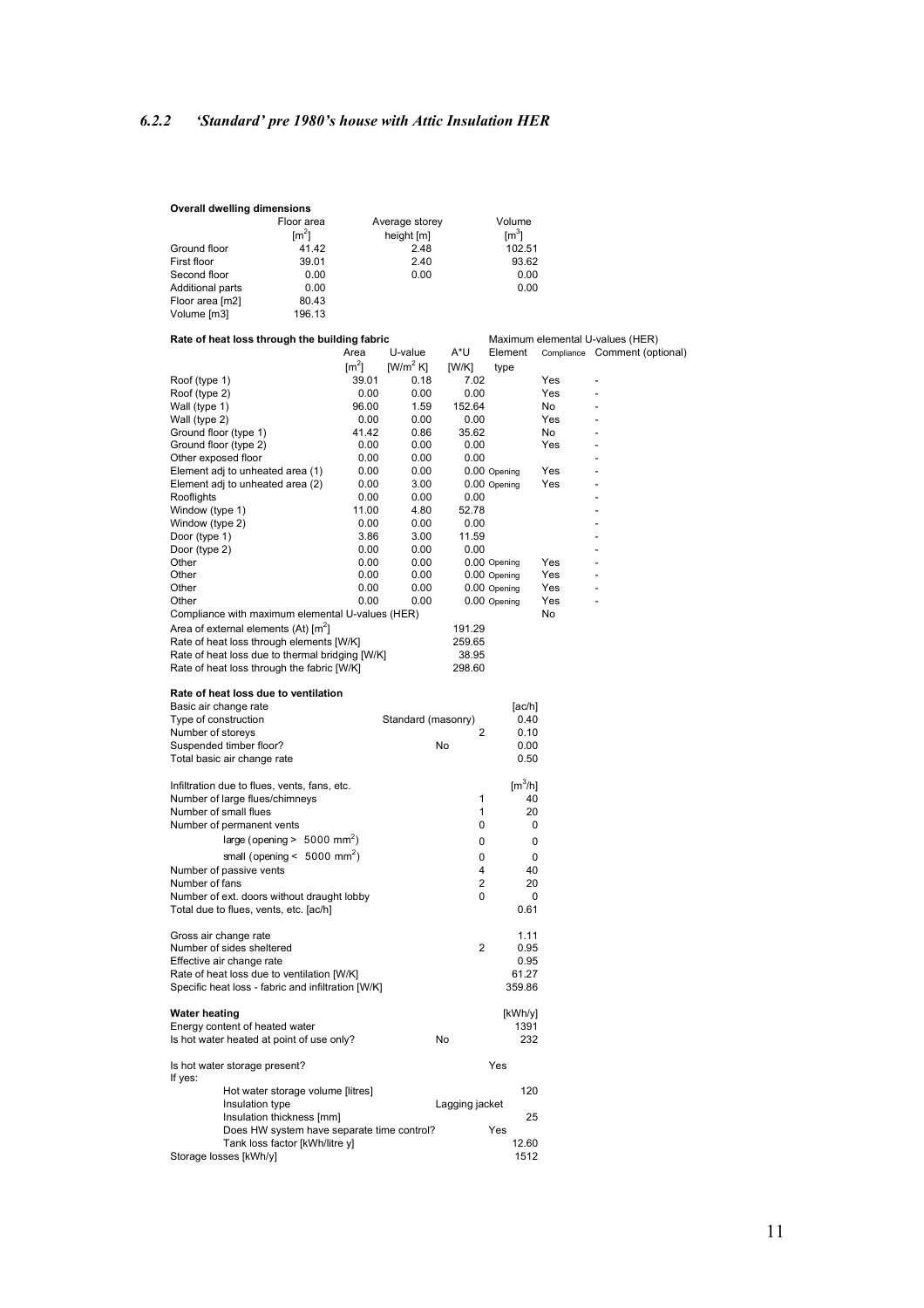### *6.2.2 'Standard' pre 1980's house with Attic Insulation HER*

**Overall dwelling dimensions**

| | Floor area $[m^2]$ | Average storey height [m] | Volume $[m^3]$ |
|---|---|---|---|
| Ground floor | 41.42 | 2.48 | 102.51 |
| First floor | 39.01 | 2.40 | 93.62 |
| Second floor | 0.00 | 0.00 | 0.00 |
| Additional parts | 0.00 | | 0.00 |
| Floor area [m2] | 80.43 | | |
| Volume [m3] | 196.13 | | |

**Rate of heat loss through the building fabric**

Maximum elemental U-values (HER)

| | Area $[m^2]$ | U-value $[W/m^2 K]$ | A*U [W/K] | Element type | Compliance | Comment (optional) |
|---|---|---|---|---|---|---|
| Roof (type 1) | 39.01 | 0.18 | 7.02 | | Yes | - |
| Roof (type 2) | 0.00 | 0.00 | 0.00 | | Yes | - |
| Wall (type 1) | 96.00 | 1.59 | 152.64 | | No | - |
| Wall (type 2) | 0.00 | 0.00 | 0.00 | | Yes | - |
| Ground floor (type 1) | 41.42 | 0.86 | 35.62 | | No | - |
| Ground floor (type 2) | 0.00 | 0.00 | 0.00 | | Yes | - |
| Other exposed floor | 0.00 | 0.00 | 0.00 | | | - |
| Element adj to unheated area (1) | 0.00 | 0.00 | 0.00 | Opening | Yes | - |
| Element adj to unheated area (2) | 0.00 | 3.00 | 0.00 | Opening | Yes | - |
| Rooflights | 0.00 | 0.00 | 0.00 | | | - |
| Window (type 1) | 11.00 | 4.80 | 52.78 | | | - |
| Window (type 2) | 0.00 | 0.00 | 0.00 | | | - |
| Door (type 1) | 3.86 | 3.00 | 11.59 | | | - |
| Door (type 2) | 0.00 | 0.00 | 0.00 | | | - |
| Other | 0.00 | 0.00 | 0.00 | Opening | Yes | - |
| Other | 0.00 | 0.00 | 0.00 | Opening | Yes | - |
| Other | 0.00 | 0.00 | 0.00 | Opening | Yes | - |
| Other | 0.00 | 0.00 | 0.00 | Opening | Yes | - |
| Compliance with maximum elemental U-values (HER) | | | | | No | |
| Area of external elements (At) $[m^2]$ | | | 191.29 | | | |
| Rate of heat loss through elements [W/K] | | | 259.65 | | | |
| Rate of heat loss due to thermal bridging [W/K] | | | 38.95 | | | |
| Rate of heat loss through the fabric [W/K] | | | 298.60 | | | |

**Rate of heat loss due to ventilation**

| | | | [ac/h] |
|---|---|---|---|
| Basic air change rate | | | |
| Type of construction | Standard (masonry) | | 0.40 |
| Number of storeys | | 2 | 0.10 |
| Suspended timber floor? | No | | 0.00 |
| Total basic air change rate | | | 0.50 |

| | | $[m^3/h]$ |
|---|---|---|
| Infiltration due to flues, vents, fans, etc. | | |
| Number of large flues/chimneys | 1 | 40 |
| Number of small flues | 1 | 20 |
| Number of permanent vents | 0 | 0 |
| large (opening > 5000 $mm^2$) | 0 | 0 |
| small (opening < 5000 $mm^2$) | 0 | 0 |
| Number of passive vents | 4 | 40 |
| Number of fans | 2 | 20 |
| Number of ext. doors without draught lobby | 0 | 0 |
| Total due to flues, vents, etc. [ac/h] | | 0.61 |

| | | |
|---|---|---|
| Gross air change rate | | 1.11 |
| Number of sides sheltered | 2 | 0.95 |
| Effective air change rate | | 0.95 |
| Rate of heat loss due to ventilation [W/K] | | 61.27 |
| Specific heat loss - fabric and infiltration [W/K] | | 359.86 |

**Water heating**

| | | [kWh/y] |
|---|---|---|
| Energy content of heated water | | 1391 |
| Is hot water heated at point of use only? | No | 232 |
| Is hot water storage present? | Yes | |
| If yes: | | |
| Hot water storage volume [litres] | | 120 |
| Insulation type | Lagging jacket | |
| Insulation thickness [mm] | | 25 |
| Does HW system have separate time control? | Yes | |
| Tank loss factor [kWh/litre y] | | 12.60 |
| Storage losses [kWh/y] | | 1512 |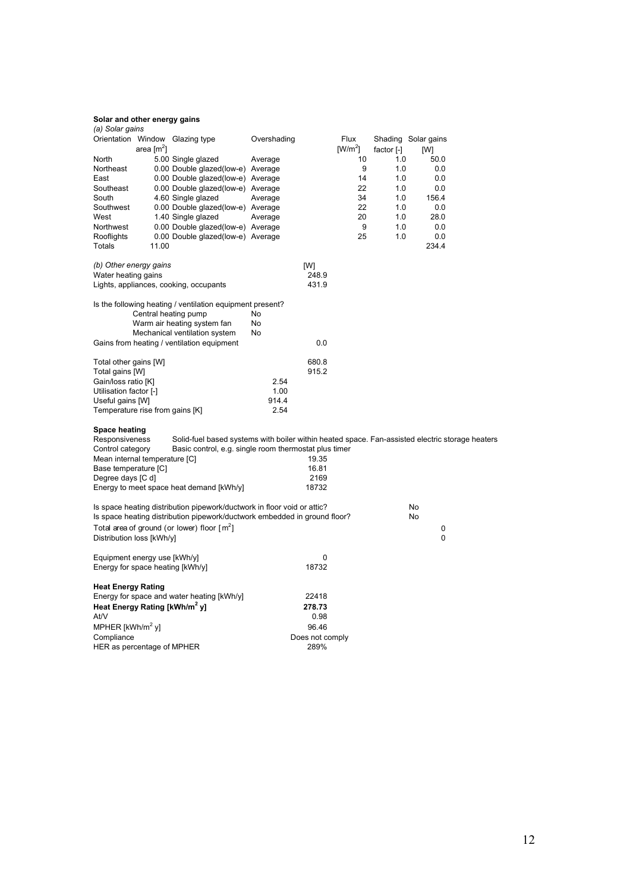**Solar and other energy gains**

*(a) Solar gains*

| Orientation | Window area [$m^2$] | Glazing type | Overshading | Flux [$W/m^2$] | Shading factor [-] | Solar gains [W] |
|---|---|---|---|---|---|---|
| North | 5.00 | Single glazed | Average | 10 | 1.0 | 50.0 |
| Northeast | 0.00 | Double glazed(low-e) | Average | 9 | 1.0 | 0.0 |
| East | 0.00 | Double glazed(low-e) | Average | 14 | 1.0 | 0.0 |
| Southeast | 0.00 | Double glazed(low-e) | Average | 22 | 1.0 | 0.0 |
| South | 4.60 | Single glazed | Average | 34 | 1.0 | 156.4 |
| Southwest | 0.00 | Double glazed(low-e) | Average | 22 | 1.0 | 0.0 |
| West | 1.40 | Single glazed | Average | 20 | 1.0 | 28.0 |
| Northwest | 0.00 | Double glazed(low-e) | Average | 9 | 1.0 | 0.0 |
| Rooflights | 0.00 | Double glazed(low-e) | Average | 25 | 1.0 | 0.0 |
| Totals | 11.00 | | | | | 234.4 |

*(b) Other energy gains*

| | [W] |
|---|---|
| Water heating gains | 248.9 |
| Lights, appliances, cooking, occupants | 431.9 |

Is the following heating / ventilation equipment present?

| | |
|---|---|
| Central heating pump | No |
| Warm air heating system fan | No |
| Mechanical ventilation system | No |

| | | |
|---|---|---|
| Gains from heating / ventilation equipment | | 0.0 |
| Total other gains [W] | | 680.8 |
| Total gains [W] | | 915.2 |
| Gain/loss ratio [K] | 2.54 | |
| Utilisation factor [-] | 1.00 | |
| Useful gains [W] | 914.4 | |
| Temperature rise from gains [K] | 2.54 | |

**Space heating**

Responsiveness: Solid-fuel based systems with boiler within heated space. Fan-assisted electric storage heaters

Control category: Basic control, e.g. single room thermostat plus timer

| | |
|---|---|
| Mean internal temperature [C] | 19.35 |
| Base temperature [C] | 16.81 |
| Degree days [C d] | 2169 |
| Energy to meet space heat demand [kWh/y] | 18732 |

| | |
|---|---|
| Is space heating distribution pipework/ductwork in floor void or attic? | No |
| Is space heating distribution pipework/ductwork embedded in ground floor? | No |
| Total area of ground (or lower) floor [$m^2$] | 0 |
| Distribution loss [kWh/y] | 0 |

| | |
|---|---|
| Equipment energy use [kWh/y] | 0 |
| Energy for space heating [kWh/y] | 18732 |

**Heat Energy Rating**

| | |
|---|---|
| Energy for space and water heating [kWh/y] | 22418 |
| **Heat Energy Rating [kWh/$m^2$ y]** | **278.73** |
| At/V | 0.98 |
| MPHER [kWh/$m^2$ y] | 96.46 |
| Compliance | Does not comply |
| HER as percentage of MPHER | 289% |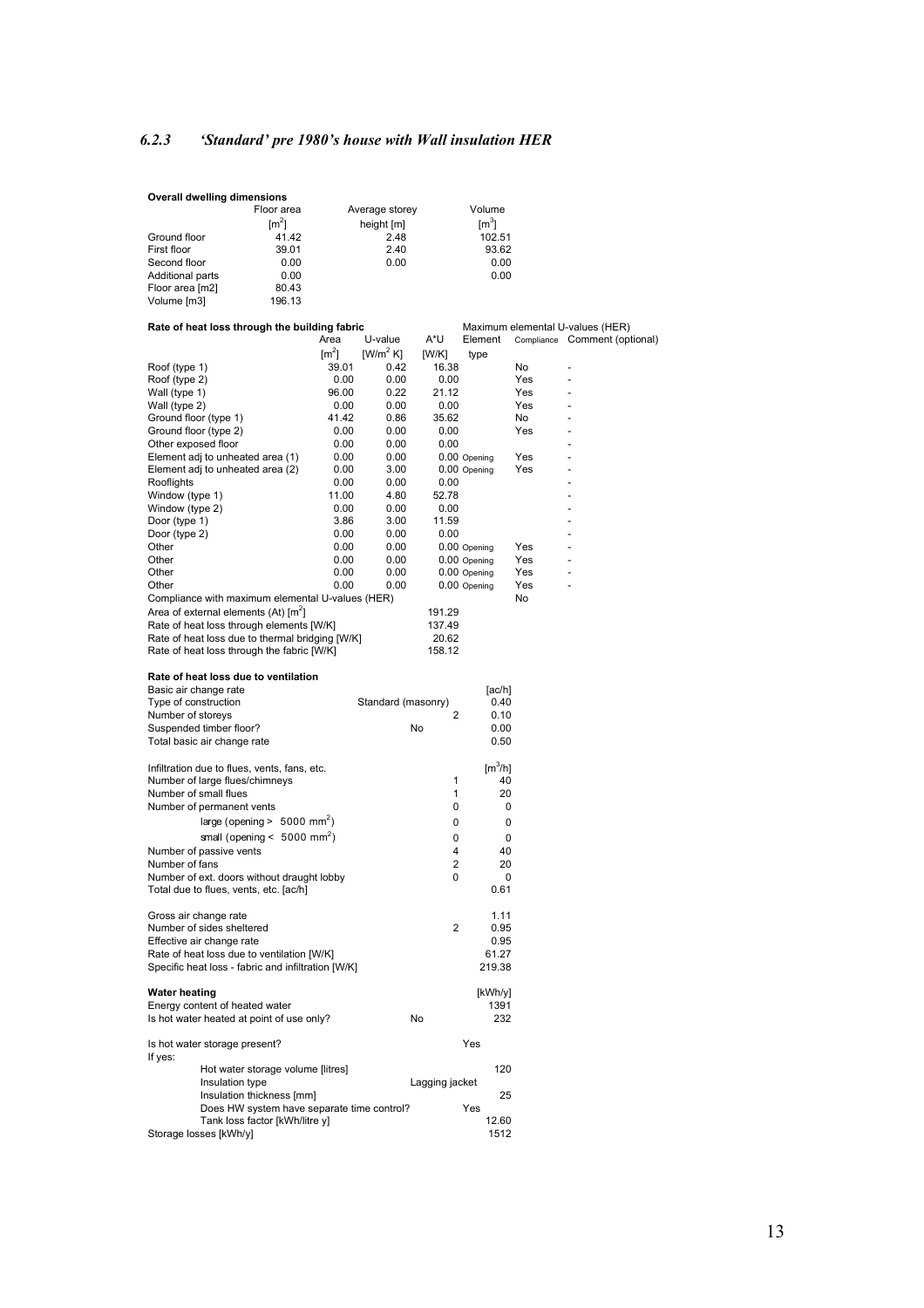### *6.2.3 'Standard' pre 1980's house with Wall insulation HER*

**Overall dwelling dimensions**

| | Floor area [$m^2$] | Average storey height [m] | Volume [$m^3$] |
|---|---|---|---|
| Ground floor | 41.42 | 2.48 | 102.51 |
| First floor | 39.01 | 2.40 | 93.62 |
| Second floor | 0.00 | 0.00 | 0.00 |
| Additional parts | 0.00 | | 0.00 |
| Floor area [m2] | 80.43 | | |
| Volume [m3] | 196.13 | | |

**Rate of heat loss through the building fabric** — Maximum elemental U-values (HER)

| | Area [$m^2$] | U-value [$W/m^2$ K] | A*U [W/K] | Element type | Compliance | Comment (optional) |
|---|---|---|---|---|---|---|
| Roof (type 1) | 39.01 | 0.42 | 16.38 | | No | - |
| Roof (type 2) | 0.00 | 0.00 | 0.00 | | Yes | - |
| Wall (type 1) | 96.00 | 0.22 | 21.12 | | Yes | - |
| Wall (type 2) | 0.00 | 0.00 | 0.00 | | Yes | - |
| Ground floor (type 1) | 41.42 | 0.86 | 35.62 | | No | - |
| Ground floor (type 2) | 0.00 | 0.00 | 0.00 | | Yes | - |
| Other exposed floor | 0.00 | 0.00 | 0.00 | | | - |
| Element adj to unheated area (1) | 0.00 | 0.00 | 0.00 | Opening | Yes | - |
| Element adj to unheated area (2) | 0.00 | 3.00 | 0.00 | Opening | Yes | - |
| Rooflights | 0.00 | 0.00 | 0.00 | | | - |
| Window (type 1) | 11.00 | 4.80 | 52.78 | | | - |
| Window (type 2) | 0.00 | 0.00 | 0.00 | | | - |
| Door (type 1) | 3.86 | 3.00 | 11.59 | | | - |
| Door (type 2) | 0.00 | 0.00 | 0.00 | | | - |
| Other | 0.00 | 0.00 | 0.00 | Opening | Yes | - |
| Other | 0.00 | 0.00 | 0.00 | Opening | Yes | - |
| Other | 0.00 | 0.00 | 0.00 | Opening | Yes | - |
| Other | 0.00 | 0.00 | 0.00 | Opening | Yes | - |
| Compliance with maximum elemental U-values (HER) | | | | | No | |
| Area of external elements (At) [$m^2$] | | | 191.29 | | | |
| Rate of heat loss through elements [W/K] | | | 137.49 | | | |
| Rate of heat loss due to thermal bridging [W/K] | | | 20.62 | | | |
| Rate of heat loss through the fabric [W/K] | | | 158.12 | | | |

**Rate of heat loss due to ventilation**

| | | | |
|---|---|---|---|
| Basic air change rate | | | [ac/h] |
| Type of construction | Standard (masonry) | | 0.40 |
| Number of storeys | | 2 | 0.10 |
| Suspended timber floor? | No | | 0.00 |
| Total basic air change rate | | | 0.50 |
| | | | |
| Infiltration due to flues, vents, fans, etc. | | | [$m^3$/h] |
| Number of large flues/chimneys | | 1 | 40 |
| Number of small flues | | 1 | 20 |
| Number of permanent vents | | 0 | 0 |
| large (opening > 5000 $mm^2$) | | 0 | 0 |
| small (opening < 5000 $mm^2$) | | 0 | 0 |
| Number of passive vents | | 4 | 40 |
| Number of fans | | 2 | 20 |
| Number of ext. doors without draught lobby | | 0 | 0 |
| Total due to flues, vents, etc. [ac/h] | | | 0.61 |
| | | | |
| Gross air change rate | | | 1.11 |
| Number of sides sheltered | | 2 | 0.95 |
| Effective air change rate | | | 0.95 |
| Rate of heat loss due to ventilation [W/K] | | | 61.27 |
| Specific heat loss - fabric and infiltration [W/K] | | | 219.38 |

**Water heating**

| | | | |
|---|---|---|---|
| | | | [kWh/y] |
| Energy content of heated water | | | 1391 |
| Is hot water heated at point of use only? | No | | 232 |
| | | | |
| Is hot water storage present? | | | Yes |
| If yes: | | | |
| Hot water storage volume [litres] | | | 120 |
| Insulation type | | Lagging jacket | |
| Insulation thickness [mm] | | | 25 |
| Does HW system have separate time control? | | | Yes |
| Tank loss factor [kWh/litre y] | | | 12.60 |
| Storage losses [kWh/y] | | | 1512 |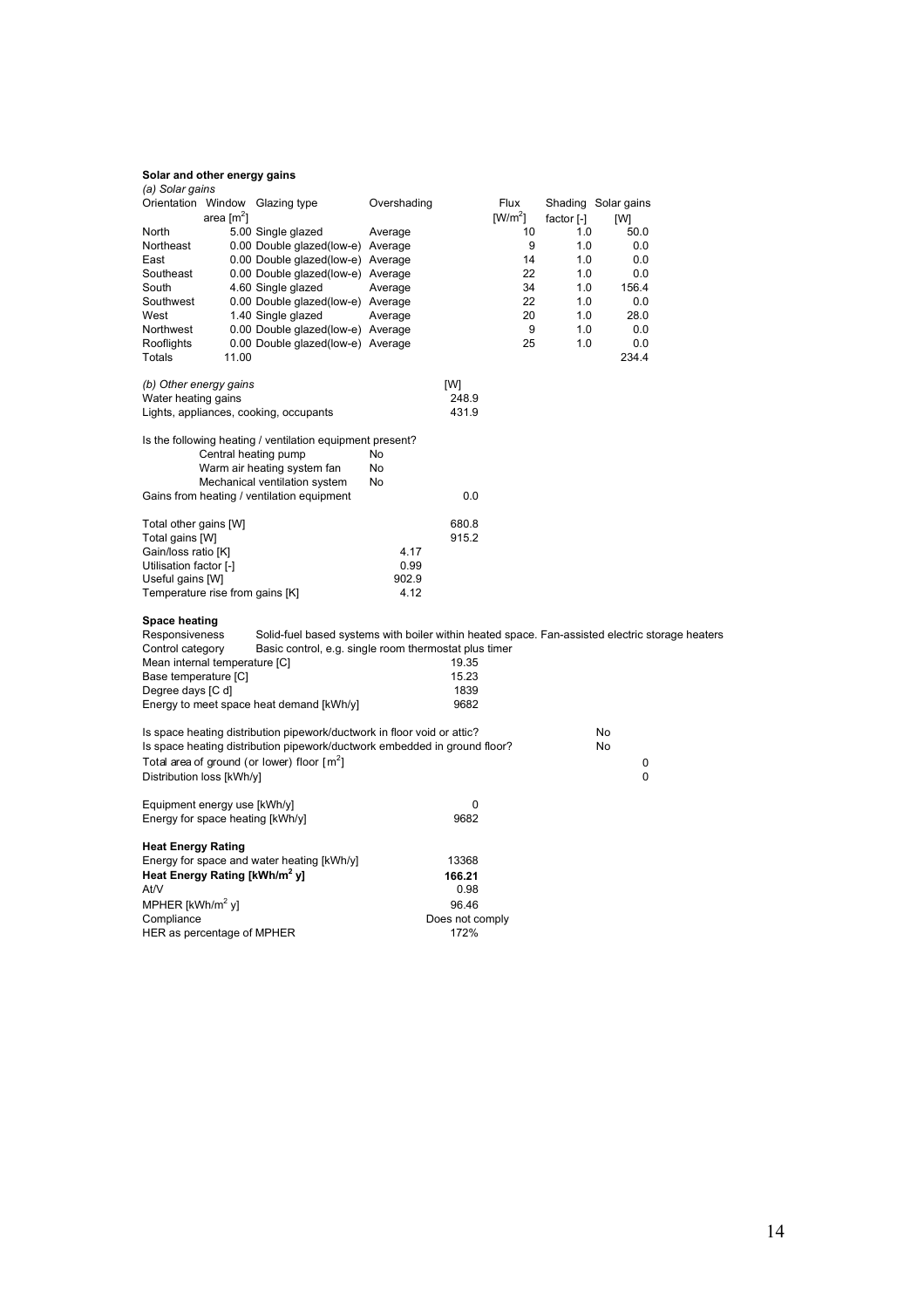**Solar and other energy gains**

*(a) Solar gains*

| Orientation | Window area [m$^2$] | Glazing type | Overshading | Flux [W/m$^2$] | Shading factor [-] | Solar gains [W] |
|---|---|---|---|---|---|---|
| North | 5.00 | Single glazed | Average | 10 | 1.0 | 50.0 |
| Northeast | 0.00 | Double glazed(low-e) | Average | 9 | 1.0 | 0.0 |
| East | 0.00 | Double glazed(low-e) | Average | 14 | 1.0 | 0.0 |
| Southeast | 0.00 | Double glazed(low-e) | Average | 22 | 1.0 | 0.0 |
| South | 4.60 | Single glazed | Average | 34 | 1.0 | 156.4 |
| Southwest | 0.00 | Double glazed(low-e) | Average | 22 | 1.0 | 0.0 |
| West | 1.40 | Single glazed | Average | 20 | 1.0 | 28.0 |
| Northwest | 0.00 | Double glazed(low-e) | Average | 9 | 1.0 | 0.0 |
| Rooflights | 0.00 | Double glazed(low-e) | Average | 25 | 1.0 | 0.0 |
| Totals | 11.00 | | | | | 234.4 |

*(b) Other energy gains*

| | [W] |
|---|---|
| Water heating gains | 248.9 |
| Lights, appliances, cooking, occupants | 431.9 |

Is the following heating / ventilation equipment present?

| | |
|---|---|
| Central heating pump | No |
| Warm air heating system fan | No |
| Mechanical ventilation system | No |

| | |
|---|---|
| Gains from heating / ventilation equipment | 0.0 |

| | |
|---|---|
| Total other gains [W] | 680.8 |
| Total gains [W] | 915.2 |
| Gain/loss ratio [K] | 4.17 |
| Utilisation factor [-] | 0.99 |
| Useful gains [W] | 902.9 |
| Temperature rise from gains [K] | 4.12 |

**Space heating**

Responsiveness: Solid-fuel based systems with boiler within heated space. Fan-assisted electric storage heaters

Control category: Basic control, e.g. single room thermostat plus timer

| | |
|---|---|
| Mean internal temperature [C] | 19.35 |
| Base temperature [C] | 15.23 |
| Degree days [C d] | 1839 |
| Energy to meet space heat demand [kWh/y] | 9682 |

| | |
|---|---|
| Is space heating distribution pipework/ductwork in floor void or attic? | No |
| Is space heating distribution pipework/ductwork embedded in ground floor? | No |
| Total area of ground (or lower) floor [m$^2$] | 0 |
| Distribution loss [kWh/y] | 0 |

| | |
|---|---|
| Equipment energy use [kWh/y] | 0 |
| Energy for space heating [kWh/y] | 9682 |

**Heat Energy Rating**

| | |
|---|---|
| Energy for space and water heating [kWh/y] | 13368 |
| **Heat Energy Rating [kWh/m$^2$ y]** | **166.21** |
| At/V | 0.98 |
| MPHER [kWh/m$^2$ y] | 96.46 |
| Compliance | Does not comply |
| HER as percentage of MPHER | 172% |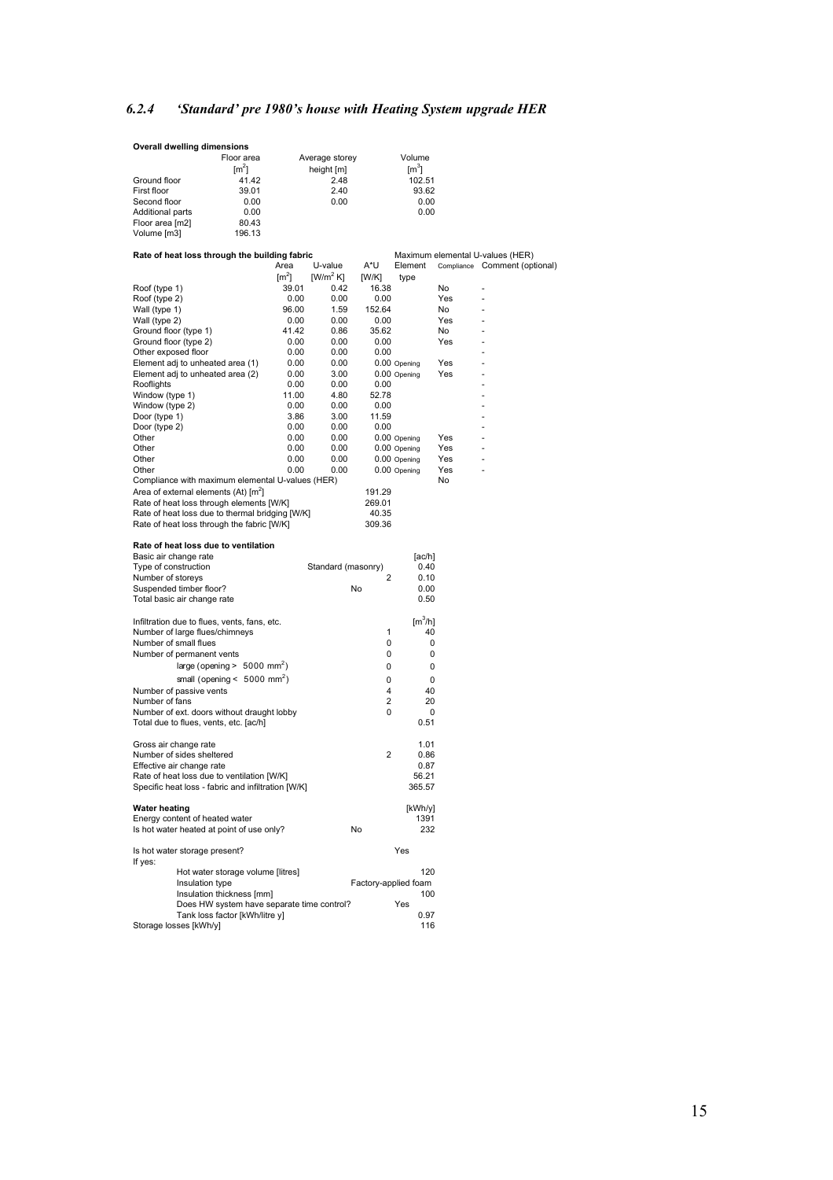### *6.2.4 'Standard' pre 1980's house with Heating System upgrade HER*

**Overall dwelling dimensions**

| | Floor area $[m^2]$ | Average storey height [m] | Volume $[m^3]$ |
|---|---|---|---|
| Ground floor | 41.42 | 2.48 | 102.51 |
| First floor | 39.01 | 2.40 | 93.62 |
| Second floor | 0.00 | 0.00 | 0.00 |
| Additional parts | 0.00 | | 0.00 |
| Floor area [m2] | 80.43 | | |
| Volume [m3] | 196.13 | | |

**Rate of heat loss through the building fabric**

| | Area $[m^2]$ | U-value $[W/m^2 K]$ | A*U [W/K] | Element type | Compliance | Comment (optional) |
|---|---|---|---|---|---|---|
| | | | | Maximum elemental U-values (HER) | | |
| Roof (type 1) | 39.01 | 0.42 | 16.38 | | No | - |
| Roof (type 2) | 0.00 | 0.00 | 0.00 | | Yes | - |
| Wall (type 1) | 96.00 | 1.59 | 152.64 | | No | - |
| Wall (type 2) | 0.00 | 0.00 | 0.00 | | Yes | - |
| Ground floor (type 1) | 41.42 | 0.86 | 35.62 | | No | - |
| Ground floor (type 2) | 0.00 | 0.00 | 0.00 | | Yes | - |
| Other exposed floor | 0.00 | 0.00 | 0.00 | | | - |
| Element adj to unheated area (1) | 0.00 | 0.00 | 0.00 | Opening | Yes | - |
| Element adj to unheated area (2) | 0.00 | 3.00 | 0.00 | Opening | Yes | - |
| Rooflights | 0.00 | 0.00 | 0.00 | | | - |
| Window (type 1) | 11.00 | 4.80 | 52.78 | | | - |
| Window (type 2) | 0.00 | 0.00 | 0.00 | | | - |
| Door (type 1) | 3.86 | 3.00 | 11.59 | | | - |
| Door (type 2) | 0.00 | 0.00 | 0.00 | | | - |
| Other | 0.00 | 0.00 | 0.00 | Opening | Yes | - |
| Other | 0.00 | 0.00 | 0.00 | Opening | Yes | - |
| Other | 0.00 | 0.00 | 0.00 | Opening | Yes | - |
| Other | 0.00 | 0.00 | 0.00 | Opening | Yes | - |
| Compliance with maximum elemental U-values (HER) | | | | | No | |
| Area of external elements (At) $[m^2]$ | | | 191.29 | | | |
| Rate of heat loss through elements [W/K] | | | 269.01 | | | |
| Rate of heat loss due to thermal bridging [W/K] | | | 40.35 | | | |
| Rate of heat loss through the fabric [W/K] | | | 309.36 | | | |

**Rate of heat loss due to ventilation**

| | | | [ac/h] |
|---|---|---|---|
| Basic air change rate | | | |
| Type of construction | Standard (masonry) | | 0.40 |
| Number of storeys | | 2 | 0.10 |
| Suspended timber floor? | No | | 0.00 |
| Total basic air change rate | | | 0.50 |

| Infiltration due to flues, vents, fans, etc. | | $[m^3/h]$ |
|---|---|---|
| Number of large flues/chimneys | 1 | 40 |
| Number of small flues | 0 | 0 |
| Number of permanent vents | 0 | 0 |
| large (opening > 5000 $mm^2$) | 0 | 0 |
| small (opening < 5000 $mm^2$) | 0 | 0 |
| Number of passive vents | 4 | 40 |
| Number of fans | 2 | 20 |
| Number of ext. doors without draught lobby | 0 | 0 |
| Total due to flues, vents, etc. [ac/h] | | 0.51 |

| | | |
|---|---|---|
| Gross air change rate | | 1.01 |
| Number of sides sheltered | 2 | 0.86 |
| Effective air change rate | | 0.87 |
| Rate of heat loss due to ventilation [W/K] | | 56.21 |
| Specific heat loss - fabric and infiltration [W/K] | | 365.57 |

**Water heating**

| | | [kWh/y] |
|---|---|---|
| Energy content of heated water | | 1391 |
| Is hot water heated at point of use only? | No | 232 |
| Is hot water storage present? | Yes | |
| If yes: | | |
| Hot water storage volume [litres] | | 120 |
| Insulation type | Factory-applied foam | |
| Insulation thickness [mm] | | 100 |
| Does HW system have separate time control? | Yes | |
| Tank loss factor [kWh/litre y] | | 0.97 |
| Storage losses [kWh/y] | | 116 |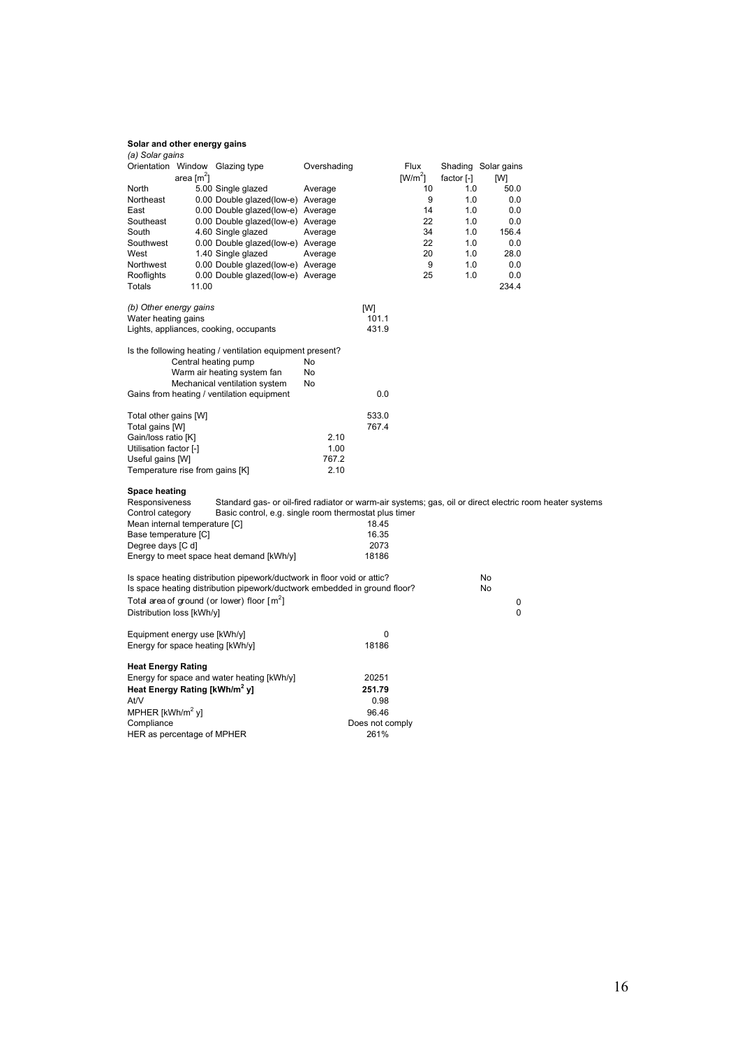**Solar and other energy gains**

*(a) Solar gains*

| Orientation | Window area [m$^2$] | Glazing type | Overshading | Flux [W/m$^2$] | Shading factor [-] | Solar gains [W] |
|---|---|---|---|---|---|---|
| North | 5.00 | Single glazed | Average | 10 | 1.0 | 50.0 |
| Northeast | 0.00 | Double glazed(low-e) | Average | 9 | 1.0 | 0.0 |
| East | 0.00 | Double glazed(low-e) | Average | 14 | 1.0 | 0.0 |
| Southeast | 0.00 | Double glazed(low-e) | Average | 22 | 1.0 | 0.0 |
| South | 4.60 | Single glazed | Average | 34 | 1.0 | 156.4 |
| Southwest | 0.00 | Double glazed(low-e) | Average | 22 | 1.0 | 0.0 |
| West | 1.40 | Single glazed | Average | 20 | 1.0 | 28.0 |
| Northwest | 0.00 | Double glazed(low-e) | Average | 9 | 1.0 | 0.0 |
| Rooflights | 0.00 | Double glazed(low-e) | Average | 25 | 1.0 | 0.0 |
| Totals | 11.00 | | | | | 234.4 |

*(b) Other energy gains*

| | | [W] |
|---|---|---|
| Water heating gains | | 101.1 |
| Lights, appliances, cooking, occupants | | 431.9 |

Is the following heating / ventilation equipment present?

| | | |
|---|---|---|
| Central heating pump | No | |
| Warm air heating system fan | No | |
| Mechanical ventilation system | No | |
| Gains from heating / ventilation equipment | | 0.0 |

| | | |
|---|---|---|
| Total other gains [W] | | 533.0 |
| Total gains [W] | | 767.4 |
| Gain/loss ratio [K] | 2.10 | |
| Utilisation factor [-] | 1.00 | |
| Useful gains [W] | 767.2 | |
| Temperature rise from gains [K] | 2.10 | |

**Space heating**

Responsiveness: Standard gas- or oil-fired radiator or warm-air systems; gas, oil or direct electric room heater systems

Control category: Basic control, e.g. single room thermostat plus timer

| | |
|---|---|
| Mean internal temperature [C] | 18.45 |
| Base temperature [C] | 16.35 |
| Degree days [C d] | 2073 |
| Energy to meet space heat demand [kWh/y] | 18186 |

| | |
|---|---|
| Is space heating distribution pipework/ductwork in floor void or attic? | No |
| Is space heating distribution pipework/ductwork embedded in ground floor? | No |
| Total area of ground (or lower) floor [m$^2$] | 0 |
| Distribution loss [kWh/y] | 0 |

| | |
|---|---|
| Equipment energy use [kWh/y] | 0 |
| Energy for space heating [kWh/y] | 18186 |

**Heat Energy Rating**

| | |
|---|---|
| Energy for space and water heating [kWh/y] | 20251 |
| **Heat Energy Rating [kWh/m$^2$ y]** | **251.79** |
| At/V | 0.98 |
| MPHER [kWh/m$^2$ y] | 96.46 |
| Compliance | Does not comply |
| HER as percentage of MPHER | 261% |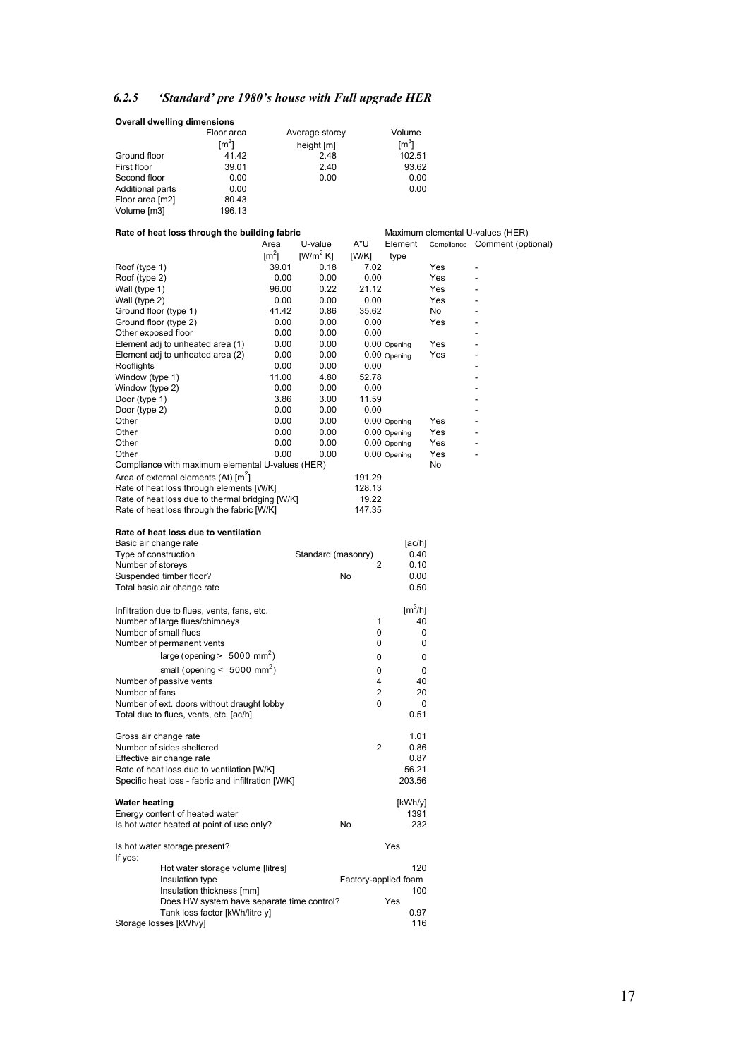### *6.2.5 'Standard' pre 1980's house with Full upgrade HER*

**Overall dwelling dimensions**

| | Floor area [m$^2$] | Average storey height [m] | Volume [m$^3$] |
|---|---|---|---|
| Ground floor | 41.42 | 2.48 | 102.51 |
| First floor | 39.01 | 2.40 | 93.62 |
| Second floor | 0.00 | 0.00 | 0.00 |
| Additional parts | 0.00 | | 0.00 |
| Floor area [m2] | 80.43 | | |
| Volume [m3] | 196.13 | | |

**Rate of heat loss through the building fabric** — Maximum elemental U-values (HER)

| | Area [m$^2$] | U-value [W/m$^2$ K] | A*U [W/K] | Element type | Compliance | Comment (optional) |
|---|---|---|---|---|---|---|
| Roof (type 1) | 39.01 | 0.18 | 7.02 | | Yes | - |
| Roof (type 2) | 0.00 | 0.00 | 0.00 | | Yes | - |
| Wall (type 1) | 96.00 | 0.22 | 21.12 | | Yes | - |
| Wall (type 2) | 0.00 | 0.00 | 0.00 | | Yes | - |
| Ground floor (type 1) | 41.42 | 0.86 | 35.62 | | No | - |
| Ground floor (type 2) | 0.00 | 0.00 | 0.00 | | Yes | - |
| Other exposed floor | 0.00 | 0.00 | 0.00 | | | - |
| Element adj to unheated area (1) | 0.00 | 0.00 | 0.00 | Opening | Yes | - |
| Element adj to unheated area (2) | 0.00 | 0.00 | 0.00 | Opening | Yes | - |
| Rooflights | 0.00 | 0.00 | 0.00 | | | - |
| Window (type 1) | 11.00 | 4.80 | 52.78 | | | - |
| Window (type 2) | 0.00 | 0.00 | 0.00 | | | - |
| Door (type 1) | 3.86 | 3.00 | 11.59 | | | - |
| Door (type 2) | 0.00 | 0.00 | 0.00 | | | - |
| Other | 0.00 | 0.00 | 0.00 | Opening | Yes | - |
| Other | 0.00 | 0.00 | 0.00 | Opening | Yes | - |
| Other | 0.00 | 0.00 | 0.00 | Opening | Yes | - |
| Other | 0.00 | 0.00 | 0.00 | Opening | Yes | - |
| Compliance with maximum elemental U-values (HER) | | | | | No | |
| Area of external elements (At) [m$^2$] | | | 191.29 | | | |
| Rate of heat loss through elements [W/K] | | | 128.13 | | | |
| Rate of heat loss due to thermal bridging [W/K] | | | 19.22 | | | |
| Rate of heat loss through the fabric [W/K] | | | 147.35 | | | |

**Rate of heat loss due to ventilation**

| Basic air change rate | | | [ac/h] |
|---|---|---|---|
| Type of construction | Standard (masonry) | | 0.40 |
| Number of storeys | | 2 | 0.10 |
| Suspended timber floor? | No | | 0.00 |
| Total basic air change rate | | | 0.50 |
| | | | |
| Infiltration due to flues, vents, fans, etc. | | | [m$^3$/h] |
| Number of large flues/chimneys | | 1 | 40 |
| Number of small flues | | 0 | 0 |
| Number of permanent vents | | 0 | 0 |
| large (opening > 5000 mm$^2$) | | 0 | 0 |
| small (opening < 5000 mm$^2$) | | 0 | 0 |
| Number of passive vents | | 4 | 40 |
| Number of fans | | 2 | 20 |
| Number of ext. doors without draught lobby | | 0 | 0 |
| Total due to flues, vents, etc. [ac/h] | | | 0.51 |
| | | | |
| Gross air change rate | | | 1.01 |
| Number of sides sheltered | | 2 | 0.86 |
| Effective air change rate | | | 0.87 |
| Rate of heat loss due to ventilation [W/K] | | | 56.21 |
| Specific heat loss - fabric and infiltration [W/K] | | | 203.56 |

**Water heating**

| | | [kWh/y] |
|---|---|---|
| Energy content of heated water | | 1391 |
| Is hot water heated at point of use only? | No | 232 |
| | | |
| Is hot water storage present? | Yes | |
| If yes: | | |
| Hot water storage volume [litres] | | 120 |
| Insulation type | Factory-applied foam | |
| Insulation thickness [mm] | | 100 |
| Does HW system have separate time control? | Yes | |
| Tank loss factor [kWh/litre y] | | 0.97 |
| Storage losses [kWh/y] | | 116 |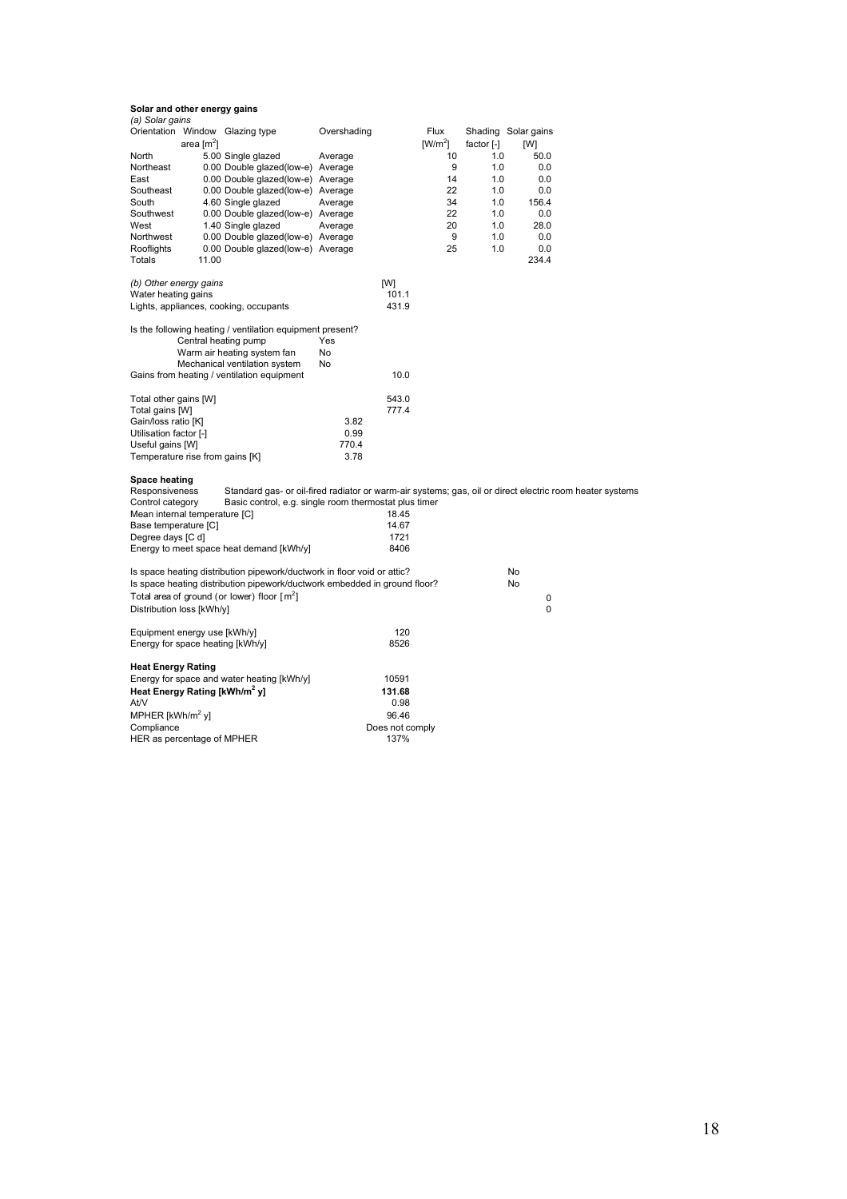**Solar and other energy gains**

*(a) Solar gains*

| Orientation | Window area [m$^2$] | Glazing type | Overshading | Flux [W/m$^2$] | Shading factor [-] | Solar gains [W] |
|---|---|---|---|---|---|---|
| North | 5.00 | Single glazed | Average | 10 | 1.0 | 50.0 |
| Northeast | 0.00 | Double glazed(low-e) | Average | 9 | 1.0 | 0.0 |
| East | 0.00 | Double glazed(low-e) | Average | 14 | 1.0 | 0.0 |
| Southeast | 0.00 | Double glazed(low-e) | Average | 22 | 1.0 | 0.0 |
| South | 4.60 | Single glazed | Average | 34 | 1.0 | 156.4 |
| Southwest | 0.00 | Double glazed(low-e) | Average | 22 | 1.0 | 0.0 |
| West | 1.40 | Single glazed | Average | 20 | 1.0 | 28.0 |
| Northwest | 0.00 | Double glazed(low-e) | Average | 9 | 1.0 | 0.0 |
| Rooflights | 0.00 | Double glazed(low-e) | Average | 25 | 1.0 | 0.0 |
| Totals | 11.00 | | | | | 234.4 |

*(b) Other energy gains*

| | | [W] |
|---|---|---|
| Water heating gains | | 101.1 |
| Lights, appliances, cooking, occupants | | 431.9 |

Is the following heating / ventilation equipment present?

| | | |
|---|---|---|
| Central heating pump | Yes | |
| Warm air heating system fan | No | |
| Mechanical ventilation system | No | |
| Gains from heating / ventilation equipment | | 10.0 |

| | | |
|---|---|---|
| Total other gains [W] | | 543.0 |
| Total gains [W] | | 777.4 |
| Gain/loss ratio [K] | 3.82 | |
| Utilisation factor [-] | 0.99 | |
| Useful gains [W] | 770.4 | |
| Temperature rise from gains [K] | 3.78 | |

**Space heating**

Responsiveness: Standard gas- or oil-fired radiator or warm-air systems; gas, oil or direct electric room heater systems

Control category: Basic control, e.g. single room thermostat plus timer

| | |
|---|---|
| Mean internal temperature [C] | 18.45 |
| Base temperature [C] | 14.67 |
| Degree days [C d] | 1721 |
| Energy to meet space heat demand [kWh/y] | 8406 |

| | |
|---|---|
| Is space heating distribution pipework/ductwork in floor void or attic? | No |
| Is space heating distribution pipework/ductwork embedded in ground floor? | No |
| Total area of ground (or lower) floor [m$^2$] | 0 |
| Distribution loss [kWh/y] | 0 |

| | |
|---|---|
| Equipment energy use [kWh/y] | 120 |
| Energy for space heating [kWh/y] | 8526 |

**Heat Energy Rating**

| | |
|---|---|
| Energy for space and water heating [kWh/y] | 10591 |
| **Heat Energy Rating [kWh/m$^2$ y]** | **131.68** |
| At/V | 0.98 |
| MPHER [kWh/m$^2$ y] | 96.46 |
| Compliance | Does not comply |
| HER as percentage of MPHER | 137% |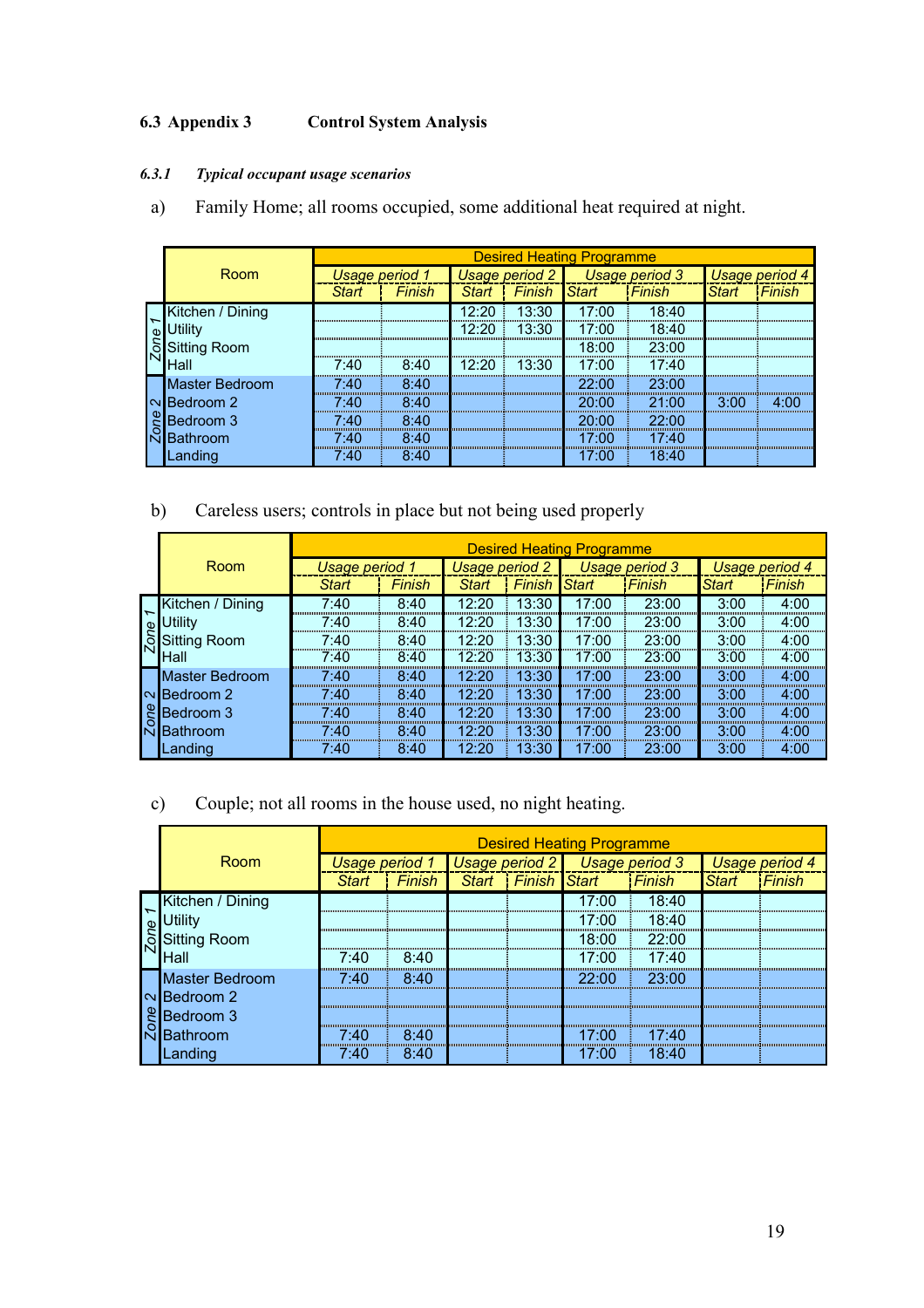## 6.3 Appendix 3 Control System Analysis

### *6.3.1 Typical occupant usage scenarios*

a) Family Home; all rooms occupied, some additional heat required at night.

| | Room | Desired Heating Programme | | | | | | | |
|---|---|---|---|---|---|---|---|---|---|
| | | Usage period 1 | | Usage period 2 | | Usage period 3 | | Usage period 4 | |
| | | Start | Finish | Start | Finish | Start | Finish | Start | Finish |
| Zone 1 | Kitchen / Dining | | | 12:20 | 13:30 | 17:00 | 18:40 | | |
| | Utility | | | 12:20 | 13:30 | 17:00 | 18:40 | | |
| | Sitting Room | | | | | 18:00 | 23:00 | | |
| | Hall | 7:40 | 8:40 | 12:20 | 13:30 | 17:00 | 17:40 | | |
| Zone 2 | Master Bedroom | 7:40 | 8:40 | | | 22:00 | 23:00 | | |
| | Bedroom 2 | 7:40 | 8:40 | | | 20:00 | 21:00 | 3:00 | 4:00 |
| | Bedroom 3 | 7:40 | 8:40 | | | 20:00 | 22:00 | | |
| | Bathroom | 7:40 | 8:40 | | | 17:00 | 17:40 | | |
| | Landing | 7:40 | 8:40 | | | 17:00 | 18:40 | | |

b) Careless users; controls in place but not being used properly

| | Room | Desired Heating Programme | | | | | | | |
|---|---|---|---|---|---|---|---|---|---|
| | | Usage period 1 | | Usage period 2 | | Usage period 3 | | Usage period 4 | |
| | | Start | Finish | Start | Finish | Start | Finish | Start | Finish |
| Zone 1 | Kitchen / Dining | 7:40 | 8:40 | 12:20 | 13:30 | 17:00 | 23:00 | 3:00 | 4:00 |
| | Utility | 7:40 | 8:40 | 12:20 | 13:30 | 17:00 | 23:00 | 3:00 | 4:00 |
| | Sitting Room | 7:40 | 8:40 | 12:20 | 13:30 | 17:00 | 23:00 | 3:00 | 4:00 |
| | Hall | 7:40 | 8:40 | 12:20 | 13:30 | 17:00 | 23:00 | 3:00 | 4:00 |
| Zone 2 | Master Bedroom | 7:40 | 8:40 | 12:20 | 13:30 | 17:00 | 23:00 | 3:00 | 4:00 |
| | Bedroom 2 | 7:40 | 8:40 | 12:20 | 13:30 | 17:00 | 23:00 | 3:00 | 4:00 |
| | Bedroom 3 | 7:40 | 8:40 | 12:20 | 13:30 | 17:00 | 23:00 | 3:00 | 4:00 |
| | Bathroom | 7:40 | 8:40 | 12:20 | 13:30 | 17:00 | 23:00 | 3:00 | 4:00 |
| | Landing | 7:40 | 8:40 | 12:20 | 13:30 | 17:00 | 23:00 | 3:00 | 4:00 |

c) Couple; not all rooms in the house used, no night heating.

| | Room | Desired Heating Programme | | | | | | | |
|---|---|---|---|---|---|---|---|---|---|
| | | Usage period 1 | | Usage period 2 | | Usage period 3 | | Usage period 4 | |
| | | Start | Finish | Start | Finish | Start | Finish | Start | Finish |
| Zone 1 | Kitchen / Dining | | | | | 17:00 | 18:40 | | |
| | Utility | | | | | 17:00 | 18:40 | | |
| | Sitting Room | | | | | 18:00 | 22:00 | | |
| | Hall | 7:40 | 8:40 | | | 17:00 | 17:40 | | |
| Zone 2 | Master Bedroom | 7:40 | 8:40 | | | 22:00 | 23:00 | | |
| | Bedroom 2 | | | | | | | | |
| | Bedroom 3 | | | | | | | | |
| | Bathroom | 7:40 | 8:40 | | | 17:00 | 17:40 | | |
| | Landing | 7:40 | 8:40 | | | 17:00 | 18:40 | | |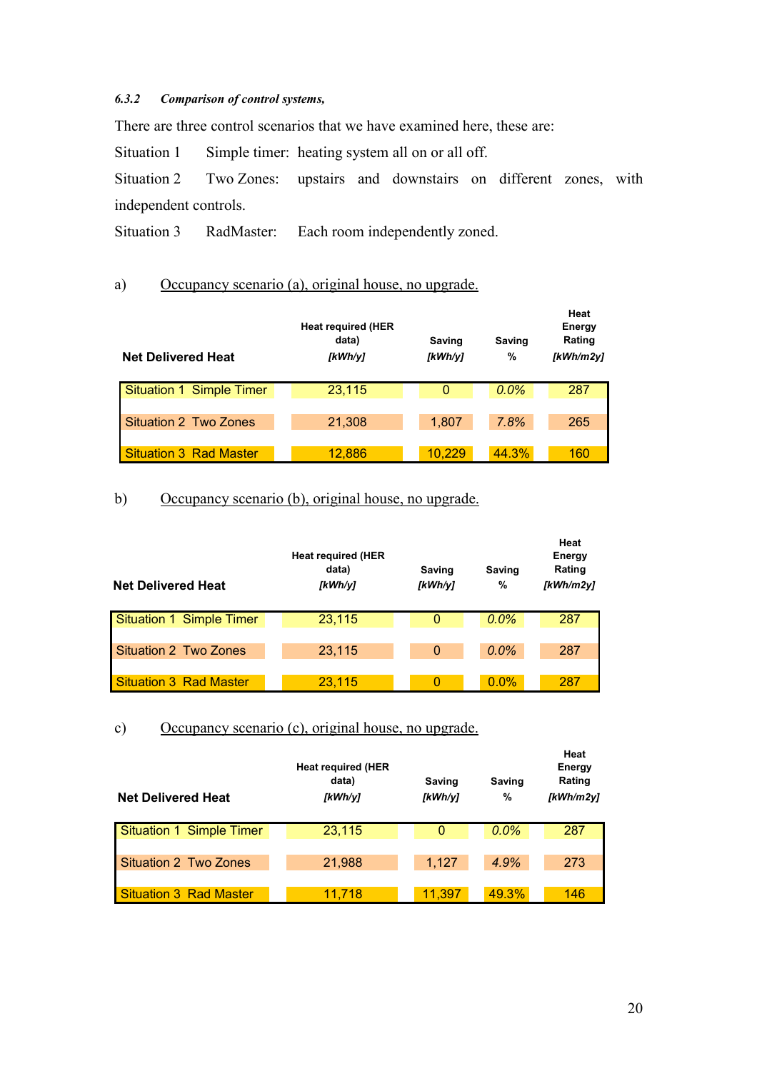#### 6.3.2 *Comparison of control systems,*

There are three control scenarios that we have examined here, these are:

Situation 1 Simple timer: heating system all on or all off.

Situation 2 Two Zones: upstairs and downstairs on different zones, with independent controls.

Situation 3 RadMaster: Each room independently zoned.

a) Occupancy scenario (a), original house, no upgrade.

| Net Delivered Heat | Heat required (HER data) *[kWh/y]* | Saving *[kWh/y]* | Saving % | Heat Energy Rating *[kWh/m2y]* |
|---|---|---|---|---|
| Situation 1 Simple Timer | 23,115 | 0 | *0.0%* | 287 |
| Situation 2 Two Zones | 21,308 | 1,807 | *7.8%* | 265 |
| Situation 3 Rad Master | 12,886 | 10,229 | 44.3% | 160 |

b) Occupancy scenario (b), original house, no upgrade.

| Net Delivered Heat | Heat required (HER data) *[kWh/y]* | Saving *[kWh/y]* | Saving % | Heat Energy Rating *[kWh/m2y]* |
|---|---|---|---|---|
| Situation 1 Simple Timer | 23,115 | 0 | *0.0%* | 287 |
| Situation 2 Two Zones | 23,115 | 0 | *0.0%* | 287 |
| Situation 3 Rad Master | 23,115 | 0 | 0.0% | 287 |

c) Occupancy scenario (c), original house, no upgrade.

| Net Delivered Heat | Heat required (HER data) *[kWh/y]* | Saving *[kWh/y]* | Saving % | Heat Energy Rating *[kWh/m2y]* |
|---|---|---|---|---|
| Situation 1 Simple Timer | 23,115 | 0 | *0.0%* | 287 |
| Situation 2 Two Zones | 21,988 | 1,127 | *4.9%* | 273 |
| Situation 3 Rad Master | 11,718 | 11,397 | 49.3% | 146 |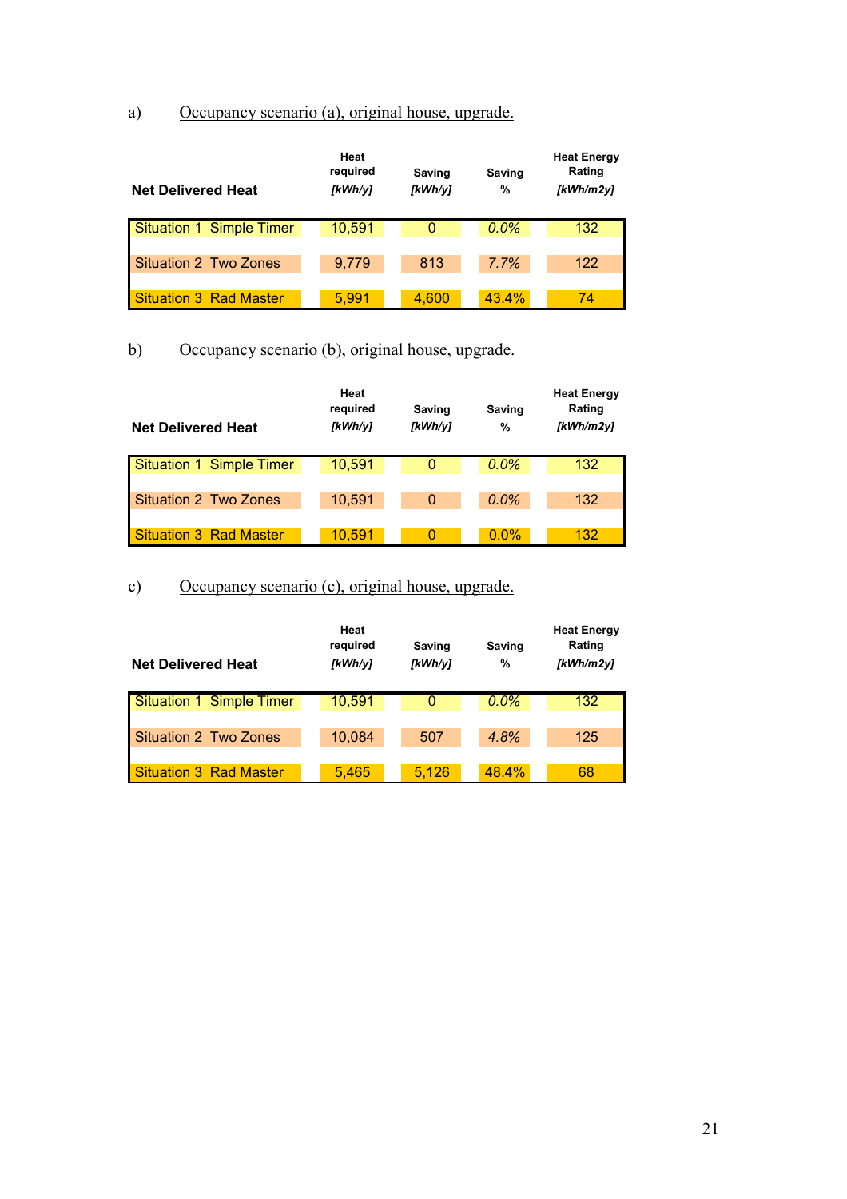a) Occupancy scenario (a), original house, upgrade.

| Net Delivered Heat | Heat required *[kWh/y]* | Saving *[kWh/y]* | Saving % | Heat Energy Rating *[kWh/m2y]* |
|---|---|---|---|---|
| Situation 1  Simple Timer | 10,591 | 0 | 0.0% | 132 |
| Situation 2  Two Zones | 9,779 | 813 | 7.7% | 122 |
| Situation 3  Rad Master | 5,991 | 4,600 | 43.4% | 74 |

b) Occupancy scenario (b), original house, upgrade.

| Net Delivered Heat | Heat required *[kWh/y]* | Saving *[kWh/y]* | Saving % | Heat Energy Rating *[kWh/m2y]* |
|---|---|---|---|---|
| Situation 1  Simple Timer | 10,591 | 0 | 0.0% | 132 |
| Situation 2  Two Zones | 10,591 | 0 | 0.0% | 132 |
| Situation 3  Rad Master | 10,591 | 0 | 0.0% | 132 |

c) Occupancy scenario (c), original house, upgrade.

| Net Delivered Heat | Heat required *[kWh/y]* | Saving *[kWh/y]* | Saving % | Heat Energy Rating *[kWh/m2y]* |
|---|---|---|---|---|
| Situation 1  Simple Timer | 10,591 | 0 | 0.0% | 132 |
| Situation 2  Two Zones | 10,084 | 507 | 4.8% | 125 |
| Situation 3  Rad Master | 5,465 | 5,126 | 48.4% | 68 |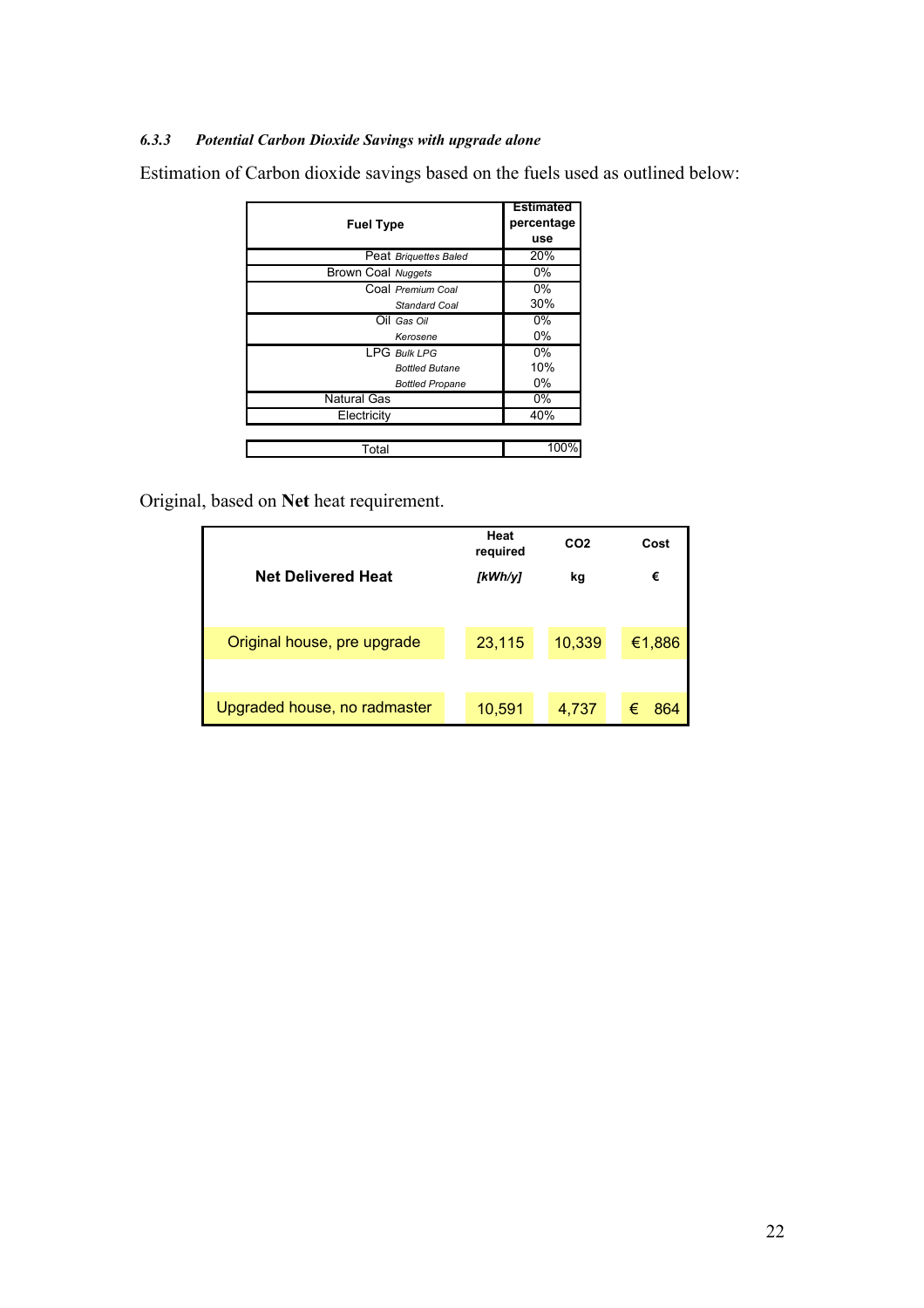#### 6.3.3 *Potential Carbon Dioxide Savings with upgrade alone*

Estimation of Carbon dioxide savings based on the fuels used as outlined below:

| Fuel Type | Estimated percentage use |
|---|---|
| Peat *Briquettes Baled* | 20% |
| Brown Coal *Nuggets* | 0% |
| Coal *Premium Coal* | 0% |
| *Standard Coal* | 30% |
| Oil *Gas Oil* | 0% |
| *Kerosene* | 0% |
| LPG *Bulk LPG* | 0% |
| *Bottled Butane* | 10% |
| *Bottled Propane* | 0% |
| Natural Gas | 0% |
| Electricity | 40% |
| Total | 100% |

Original, based on **Net** heat requirement.

| Net Delivered Heat | Heat required [kWh/y] | CO2 kg | Cost € |
|---|---|---|---|
| Original house, pre upgrade | 23,115 | 10,339 | €1,886 |
| Upgraded house, no radmaster | 10,591 | 4,737 | € 864 |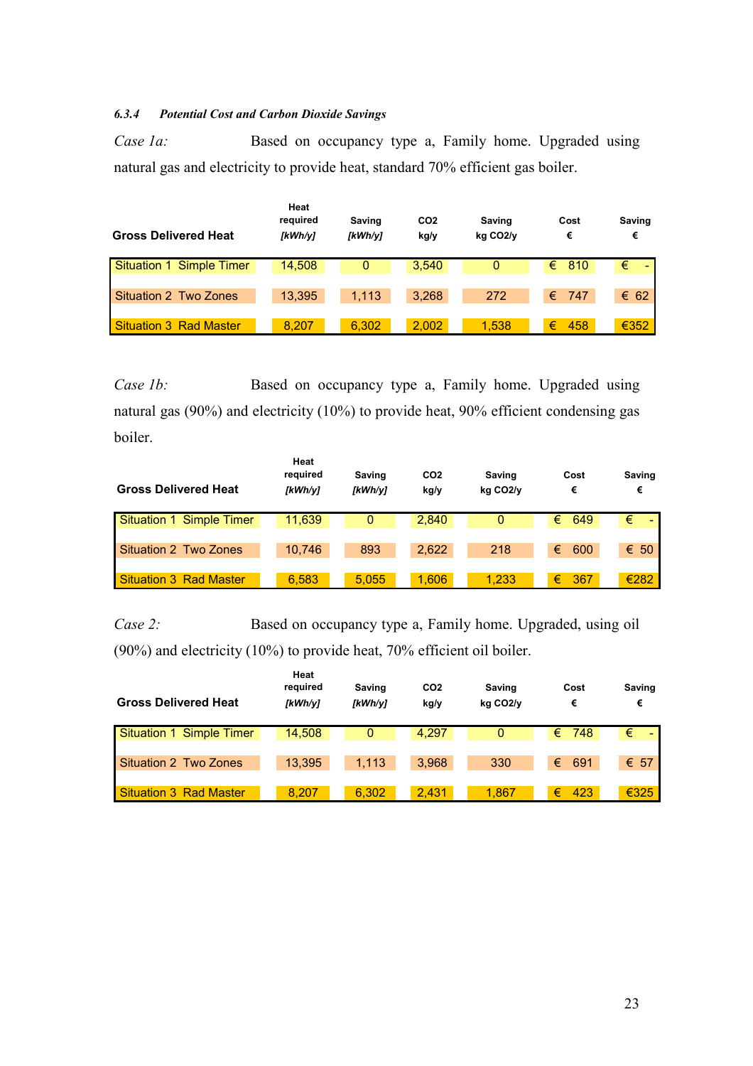###### 6.3.4 *Potential Cost and Carbon Dioxide Savings*

*Case 1a:* Based on occupancy type a, Family home. Upgraded using natural gas and electricity to provide heat, standard 70% efficient gas boiler.

| Gross Delivered Heat | Heat required [kWh/y] | Saving [kWh/y] | CO2 kg/y | Saving kg CO2/y | Cost € | Saving € |
|---|---|---|---|---|---|---|
| Situation 1 Simple Timer | 14,508 | 0 | 3,540 | 0 | € 810 | € - |
| Situation 2 Two Zones | 13,395 | 1,113 | 3,268 | 272 | € 747 | € 62 |
| Situation 3 Rad Master | 8,207 | 6,302 | 2,002 | 1,538 | € 458 | €352 |

*Case 1b:* Based on occupancy type a, Family home. Upgraded using natural gas (90%) and electricity (10%) to provide heat, 90% efficient condensing gas boiler.

| Gross Delivered Heat | Heat required [kWh/y] | Saving [kWh/y] | CO2 kg/y | Saving kg CO2/y | Cost € | Saving € |
|---|---|---|---|---|---|---|
| Situation 1 Simple Timer | 11,639 | 0 | 2,840 | 0 | € 649 | € - |
| Situation 2 Two Zones | 10,746 | 893 | 2,622 | 218 | € 600 | € 50 |
| Situation 3 Rad Master | 6,583 | 5,055 | 1,606 | 1,233 | € 367 | €282 |

*Case 2:* Based on occupancy type a, Family home. Upgraded, using oil (90%) and electricity (10%) to provide heat, 70% efficient oil boiler.

| Gross Delivered Heat | Heat required [kWh/y] | Saving [kWh/y] | CO2 kg/y | Saving kg CO2/y | Cost € | Saving € |
|---|---|---|---|---|---|---|
| Situation 1 Simple Timer | 14,508 | 0 | 4,297 | 0 | € 748 | € - |
| Situation 2 Two Zones | 13,395 | 1,113 | 3,968 | 330 | € 691 | € 57 |
| Situation 3 Rad Master | 8,207 | 6,302 | 2,431 | 1,867 | € 423 | €325 |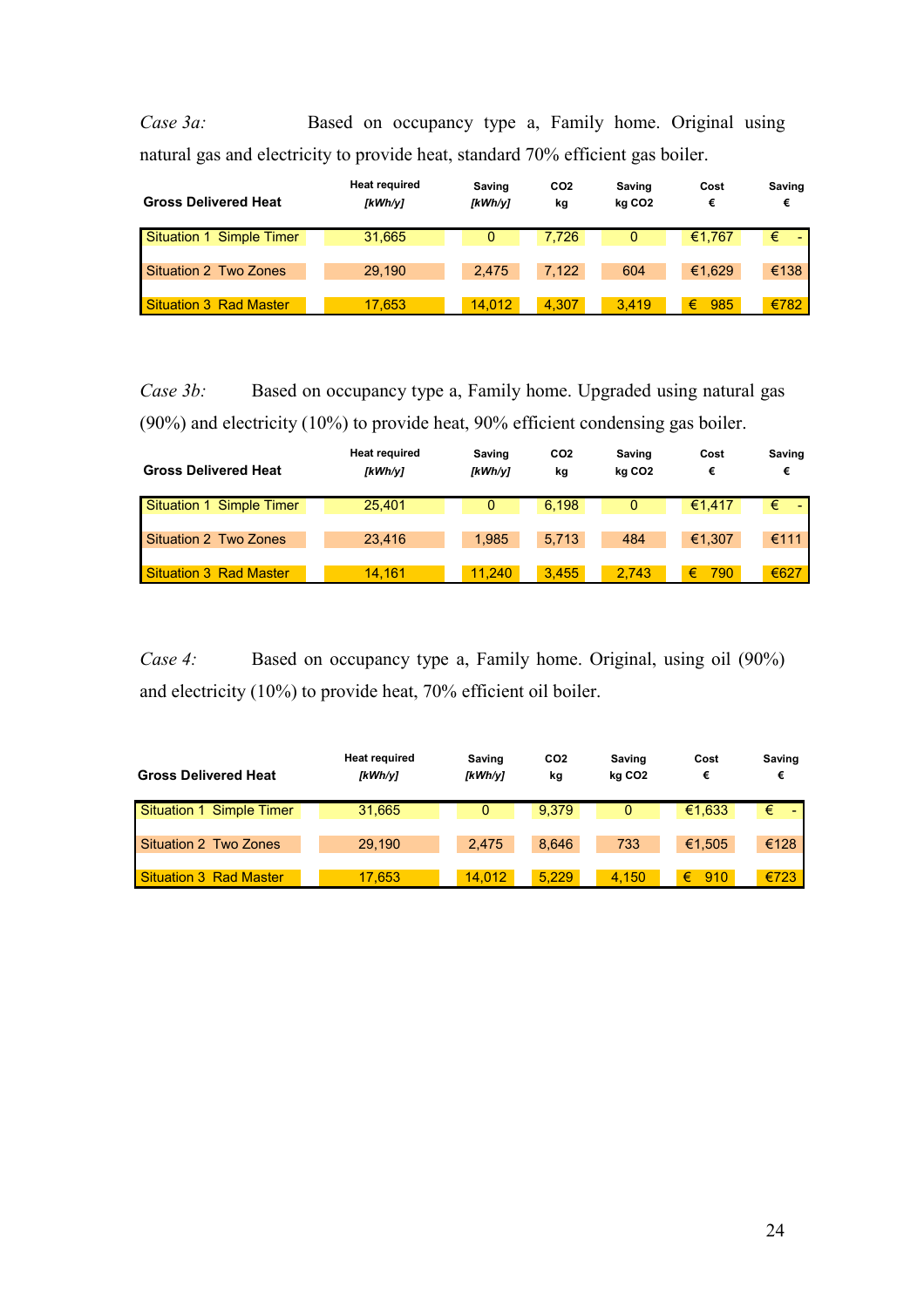*Case 3a:* Based on occupancy type a, Family home. Original using natural gas and electricity to provide heat, standard 70% efficient gas boiler.

| Gross Delivered Heat | Heat required *[kWh/y]* | Saving *[kWh/y]* | CO2 kg | Saving kg CO2 | Cost € | Saving € |
|---|---|---|---|---|---|---|
| Situation 1 Simple Timer | 31,665 | 0 | 7,726 | 0 | €1,767 | € - |
| Situation 2 Two Zones | 29,190 | 2,475 | 7,122 | 604 | €1,629 | €138 |
| Situation 3 Rad Master | 17,653 | 14,012 | 4,307 | 3,419 | € 985 | €782 |

*Case 3b:* Based on occupancy type a, Family home. Upgraded using natural gas (90%) and electricity (10%) to provide heat, 90% efficient condensing gas boiler.

| Gross Delivered Heat | Heat required *[kWh/y]* | Saving *[kWh/y]* | CO2 kg | Saving kg CO2 | Cost € | Saving € |
|---|---|---|---|---|---|---|
| Situation 1 Simple Timer | 25,401 | 0 | 6,198 | 0 | €1,417 | € - |
| Situation 2 Two Zones | 23,416 | 1,985 | 5,713 | 484 | €1,307 | €111 |
| Situation 3 Rad Master | 14,161 | 11,240 | 3,455 | 2,743 | € 790 | €627 |

*Case 4:* Based on occupancy type a, Family home. Original, using oil (90%) and electricity (10%) to provide heat, 70% efficient oil boiler.

| Gross Delivered Heat | Heat required *[kWh/y]* | Saving *[kWh/y]* | CO2 kg | Saving kg CO2 | Cost € | Saving € |
|---|---|---|---|---|---|---|
| Situation 1 Simple Timer | 31,665 | 0 | 9,379 | 0 | €1,633 | € - |
| Situation 2 Two Zones | 29,190 | 2,475 | 8,646 | 733 | €1,505 | €128 |
| Situation 3 Rad Master | 17,653 | 14,012 | 5,229 | 4,150 | € 910 | €723 |